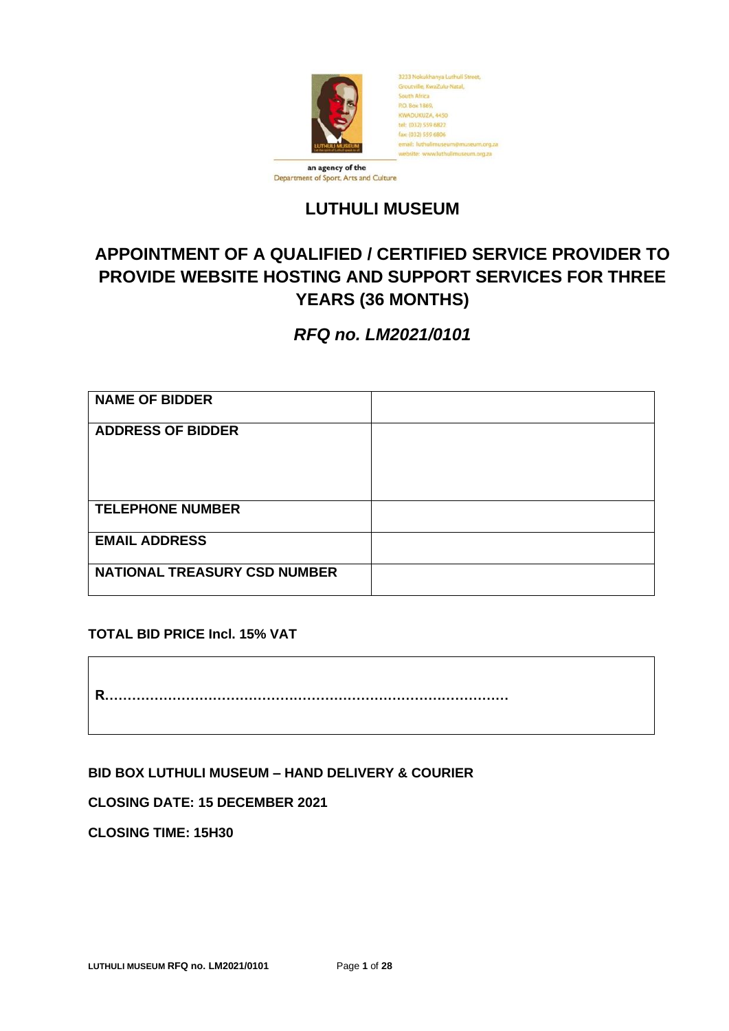3233 Nokukhanya Luthuli Street,
Groutville, KwaZulu-Natal,
South Africa
P.O. Box 1869,
KWADUKUZA, 4450
tel: (032) 559 6822
fax: (032) 559 6806
email: luthulimuseum@museum.org.za
website: www.luthulimuseum.org.za

an agency of the
Department of Sport, Arts and Culture

# LUTHULI MUSEUM

## APPOINTMENT OF A QUALIFIED / CERTIFIED SERVICE PROVIDER TO PROVIDE WEBSITE HOSTING AND SUPPORT SERVICES FOR THREE YEARS (36 MONTHS)

### *RFQ no. LM2021/0101*

| NAME OF BIDDER | |
|---|---|
| ADDRESS OF BIDDER | |
| TELEPHONE NUMBER | |
| EMAIL ADDRESS | |
| NATIONAL TREASURY CSD NUMBER | |

**TOTAL BID PRICE Incl. 15% VAT**

**R………………………………………………………………………………**

**BID BOX LUTHULI MUSEUM – HAND DELIVERY & COURIER**

**CLOSING DATE: 15 DECEMBER 2021**

**CLOSING TIME: 15H30**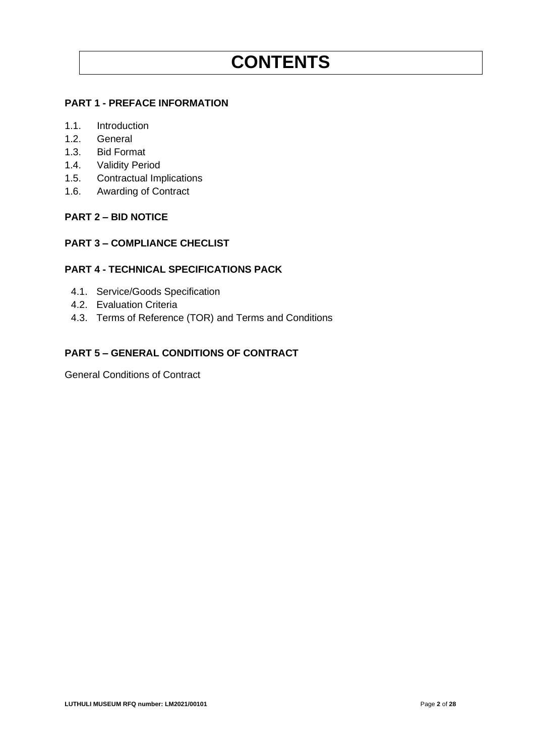# CONTENTS

**PART 1 - PREFACE INFORMATION**

1.1. Introduction
1.2. General
1.3. Bid Format
1.4. Validity Period
1.5. Contractual Implications
1.6. Awarding of Contract

**PART 2 – BID NOTICE**

**PART 3 – COMPLIANCE CHECLIST**

**PART 4 - TECHNICAL SPECIFICATIONS PACK**

4.1. Service/Goods Specification
4.2. Evaluation Criteria
4.3. Terms of Reference (TOR) and Terms and Conditions

**PART 5 – GENERAL CONDITIONS OF CONTRACT**

General Conditions of Contract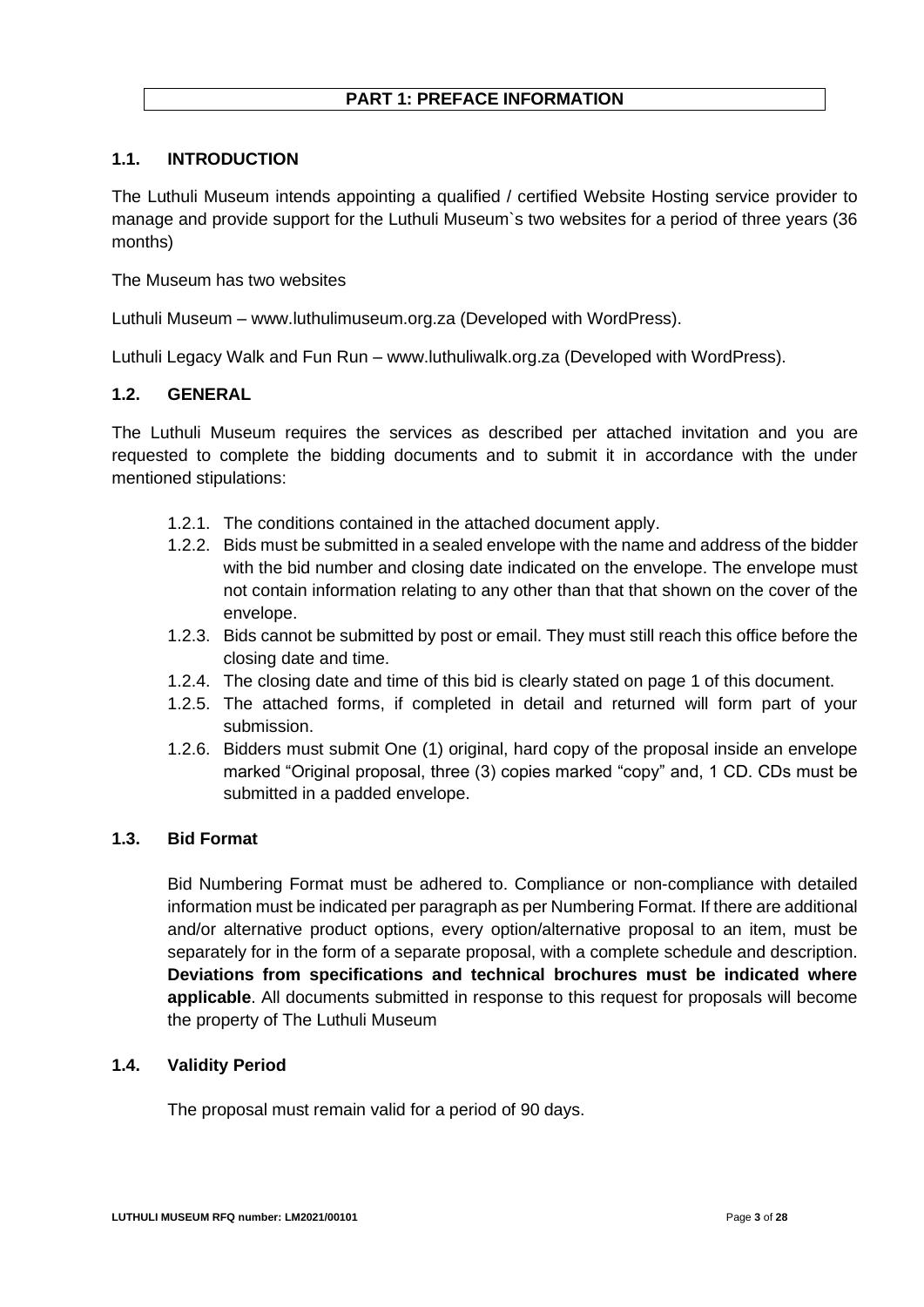# PART 1: PREFACE INFORMATION

## 1.1. INTRODUCTION

The Luthuli Museum intends appointing a qualified / certified Website Hosting service provider to manage and provide support for the Luthuli Museum`s two websites for a period of three years (36 months)

The Museum has two websites

Luthuli Museum – www.luthulimuseum.org.za (Developed with WordPress).

Luthuli Legacy Walk and Fun Run – www.luthuliwalk.org.za (Developed with WordPress).

## 1.2. GENERAL

The Luthuli Museum requires the services as described per attached invitation and you are requested to complete the bidding documents and to submit it in accordance with the under mentioned stipulations:

- 1.2.1. The conditions contained in the attached document apply.
- 1.2.2. Bids must be submitted in a sealed envelope with the name and address of the bidder with the bid number and closing date indicated on the envelope. The envelope must not contain information relating to any other than that that shown on the cover of the envelope.
- 1.2.3. Bids cannot be submitted by post or email. They must still reach this office before the closing date and time.
- 1.2.4. The closing date and time of this bid is clearly stated on page 1 of this document.
- 1.2.5. The attached forms, if completed in detail and returned will form part of your submission.
- 1.2.6. Bidders must submit One (1) original, hard copy of the proposal inside an envelope marked "Original proposal, three (3) copies marked "copy" and, 1 CD. CDs must be submitted in a padded envelope.

## 1.3. Bid Format

Bid Numbering Format must be adhered to. Compliance or non-compliance with detailed information must be indicated per paragraph as per Numbering Format. If there are additional and/or alternative product options, every option/alternative proposal to an item, must be separately for in the form of a separate proposal, with a complete schedule and description. **Deviations from specifications and technical brochures must be indicated where applicable**. All documents submitted in response to this request for proposals will become the property of The Luthuli Museum

## 1.4. Validity Period

The proposal must remain valid for a period of 90 days.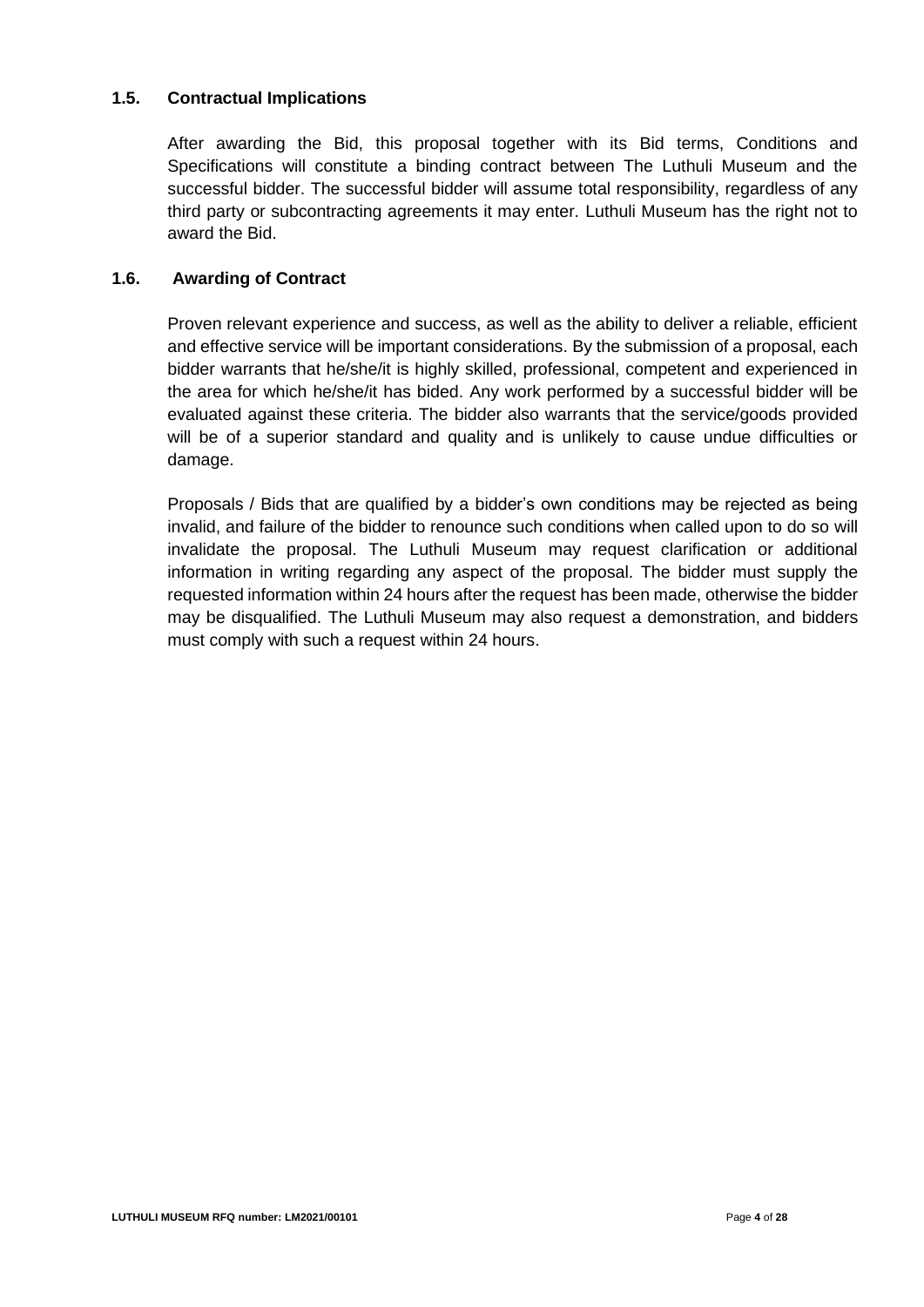### 1.5. Contractual Implications

After awarding the Bid, this proposal together with its Bid terms, Conditions and Specifications will constitute a binding contract between The Luthuli Museum and the successful bidder. The successful bidder will assume total responsibility, regardless of any third party or subcontracting agreements it may enter. Luthuli Museum has the right not to award the Bid.

### 1.6. Awarding of Contract

Proven relevant experience and success, as well as the ability to deliver a reliable, efficient and effective service will be important considerations. By the submission of a proposal, each bidder warrants that he/she/it is highly skilled, professional, competent and experienced in the area for which he/she/it has bided. Any work performed by a successful bidder will be evaluated against these criteria. The bidder also warrants that the service/goods provided will be of a superior standard and quality and is unlikely to cause undue difficulties or damage.

Proposals / Bids that are qualified by a bidder's own conditions may be rejected as being invalid, and failure of the bidder to renounce such conditions when called upon to do so will invalidate the proposal. The Luthuli Museum may request clarification or additional information in writing regarding any aspect of the proposal. The bidder must supply the requested information within 24 hours after the request has been made, otherwise the bidder may be disqualified. The Luthuli Museum may also request a demonstration, and bidders must comply with such a request within 24 hours.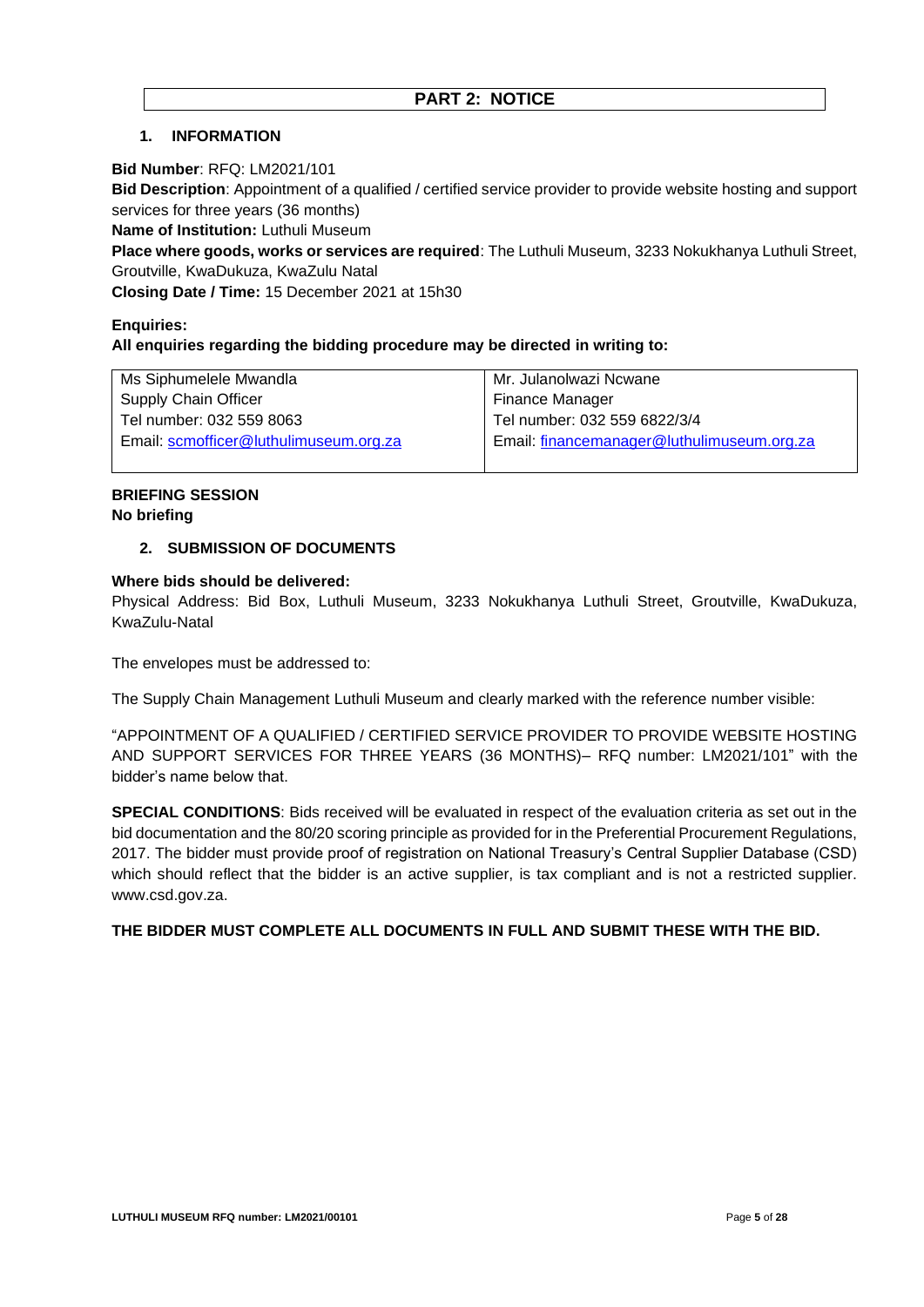## PART 2: NOTICE

### 1. INFORMATION

**Bid Number**: RFQ: LM2021/101

**Bid Description**: Appointment of a qualified / certified service provider to provide website hosting and support services for three years (36 months)

**Name of Institution:** Luthuli Museum

**Place where goods, works or services are required**: The Luthuli Museum, 3233 Nokukhanya Luthuli Street, Groutville, KwaDukuza, KwaZulu Natal

**Closing Date / Time:** 15 December 2021 at 15h30

**Enquiries:**

**All enquiries regarding the bidding procedure may be directed in writing to:**

| | |
|---|---|
| Ms Siphumelele Mwandla<br>Supply Chain Officer<br>Tel number: 032 559 8063<br>Email: scmofficer@luthulimuseum.org.za | Mr. Julanolwazi Ncwane<br>Finance Manager<br>Tel number: 032 559 6822/3/4<br>Email: financemanager@luthulimuseum.org.za |

**BRIEFING SESSION**
**No briefing**

### 2. SUBMISSION OF DOCUMENTS

**Where bids should be delivered:**

Physical Address: Bid Box, Luthuli Museum, 3233 Nokukhanya Luthuli Street, Groutville, KwaDukuza, KwaZulu-Natal

The envelopes must be addressed to:

The Supply Chain Management Luthuli Museum and clearly marked with the reference number visible:

"APPOINTMENT OF A QUALIFIED / CERTIFIED SERVICE PROVIDER TO PROVIDE WEBSITE HOSTING AND SUPPORT SERVICES FOR THREE YEARS (36 MONTHS)– RFQ number: LM2021/101" with the bidder's name below that.

**SPECIAL CONDITIONS**: Bids received will be evaluated in respect of the evaluation criteria as set out in the bid documentation and the 80/20 scoring principle as provided for in the Preferential Procurement Regulations, 2017. The bidder must provide proof of registration on National Treasury's Central Supplier Database (CSD) which should reflect that the bidder is an active supplier, is tax compliant and is not a restricted supplier. www.csd.gov.za.

**THE BIDDER MUST COMPLETE ALL DOCUMENTS IN FULL AND SUBMIT THESE WITH THE BID.**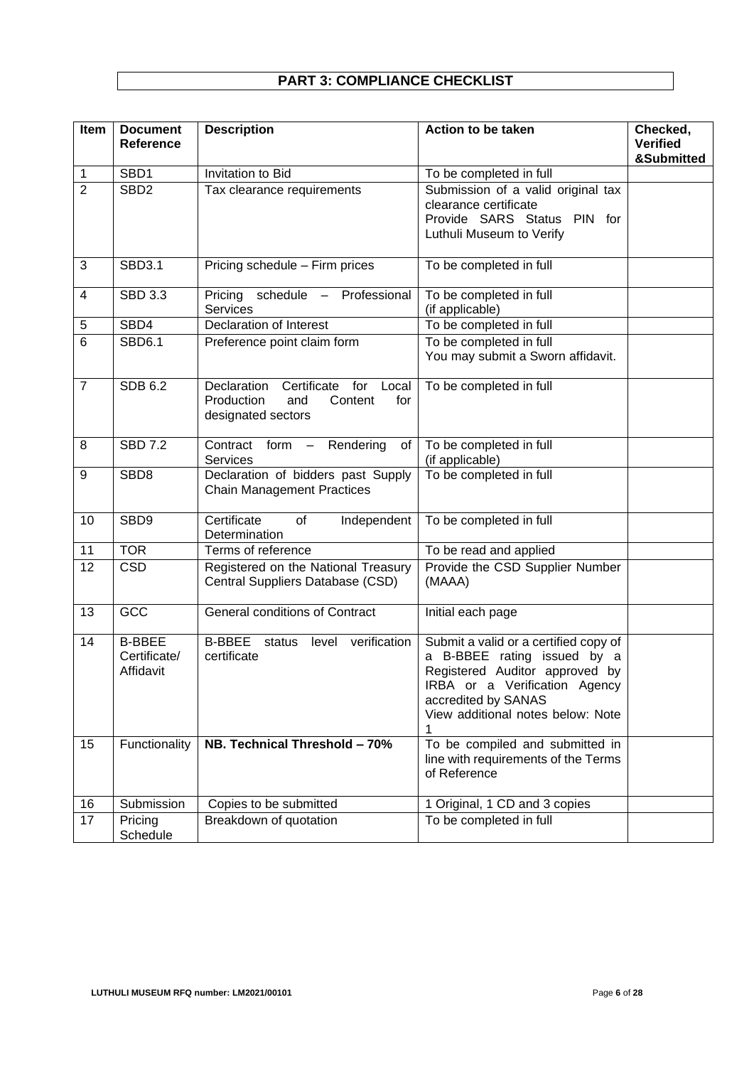## PART 3: COMPLIANCE CHECKLIST

| Item | Document Reference | Description | Action to be taken | Checked, Verified &Submitted |
|---|---|---|---|---|
| 1 | SBD1 | Invitation to Bid | To be completed in full | |
| 2 | SBD2 | Tax clearance requirements | Submission of a valid original tax clearance certificate<br>Provide SARS Status PIN for Luthuli Museum to Verify | |
| 3 | SBD3.1 | Pricing schedule – Firm prices | To be completed in full | |
| 4 | SBD 3.3 | Pricing schedule – Professional Services | To be completed in full<br>(if applicable) | |
| 5 | SBD4 | Declaration of Interest | To be completed in full | |
| 6 | SBD6.1 | Preference point claim form | To be completed in full<br>You may submit a Sworn affidavit. | |
| 7 | SDB 6.2 | Declaration Certificate for Local Production and Content for designated sectors | To be completed in full | |
| 8 | SBD 7.2 | Contract form – Rendering of Services | To be completed in full<br>(if applicable) | |
| 9 | SBD8 | Declaration of bidders past Supply Chain Management Practices | To be completed in full | |
| 10 | SBD9 | Certificate of Independent Determination | To be completed in full | |
| 11 | TOR | Terms of reference | To be read and applied | |
| 12 | CSD | Registered on the National Treasury Central Suppliers Database (CSD) | Provide the CSD Supplier Number (MAAA) | |
| 13 | GCC | General conditions of Contract | Initial each page | |
| 14 | B-BBEE Certificate/ Affidavit | B-BBEE status level verification certificate | Submit a valid or a certified copy of a B-BBEE rating issued by a Registered Auditor approved by IRBA or a Verification Agency accredited by SANAS<br>View additional notes below: Note 1 | |
| 15 | Functionality | **NB. Technical Threshold – 70%** | To be compiled and submitted in line with requirements of the Terms of Reference | |
| 16 | Submission | Copies to be submitted | 1 Original, 1 CD and 3 copies | |
| 17 | Pricing Schedule | Breakdown of quotation | To be completed in full | |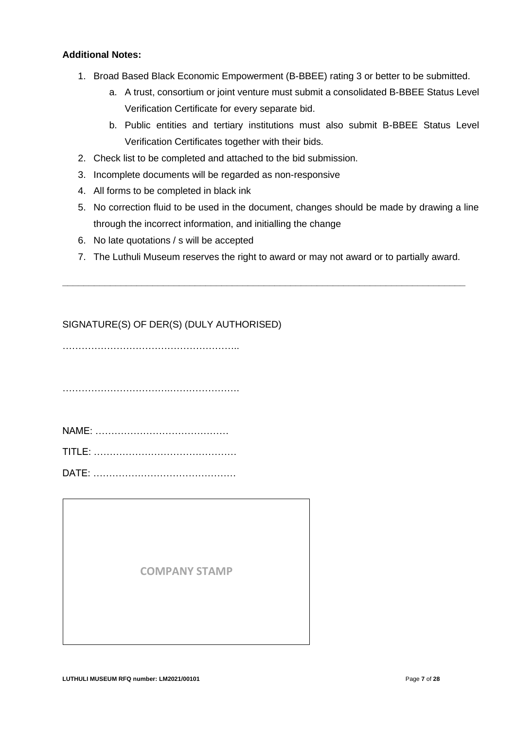**Additional Notes:**

1. Broad Based Black Economic Empowerment (B-BBEE) rating 3 or better to be submitted.
    a. A trust, consortium or joint venture must submit a consolidated B-BBEE Status Level Verification Certificate for every separate bid.
    b. Public entities and tertiary institutions must also submit B-BBEE Status Level Verification Certificates together with their bids.
2. Check list to be completed and attached to the bid submission.
3. Incomplete documents will be regarded as non-responsive
4. All forms to be completed in black ink
5. No correction fluid to be used in the document, changes should be made by drawing a line through the incorrect information, and initialling the change
6. No late quotations / s will be accepted
7. The Luthuli Museum reserves the right to award or may not award or to partially award.

---

SIGNATURE(S) OF DER(S) (DULY AUTHORISED)

………………………………………………..

………………………….………………….

NAME: ……………………………………

TITLE: ………………………………………

DATE: ………………………………………

| COMPANY STAMP |
|---|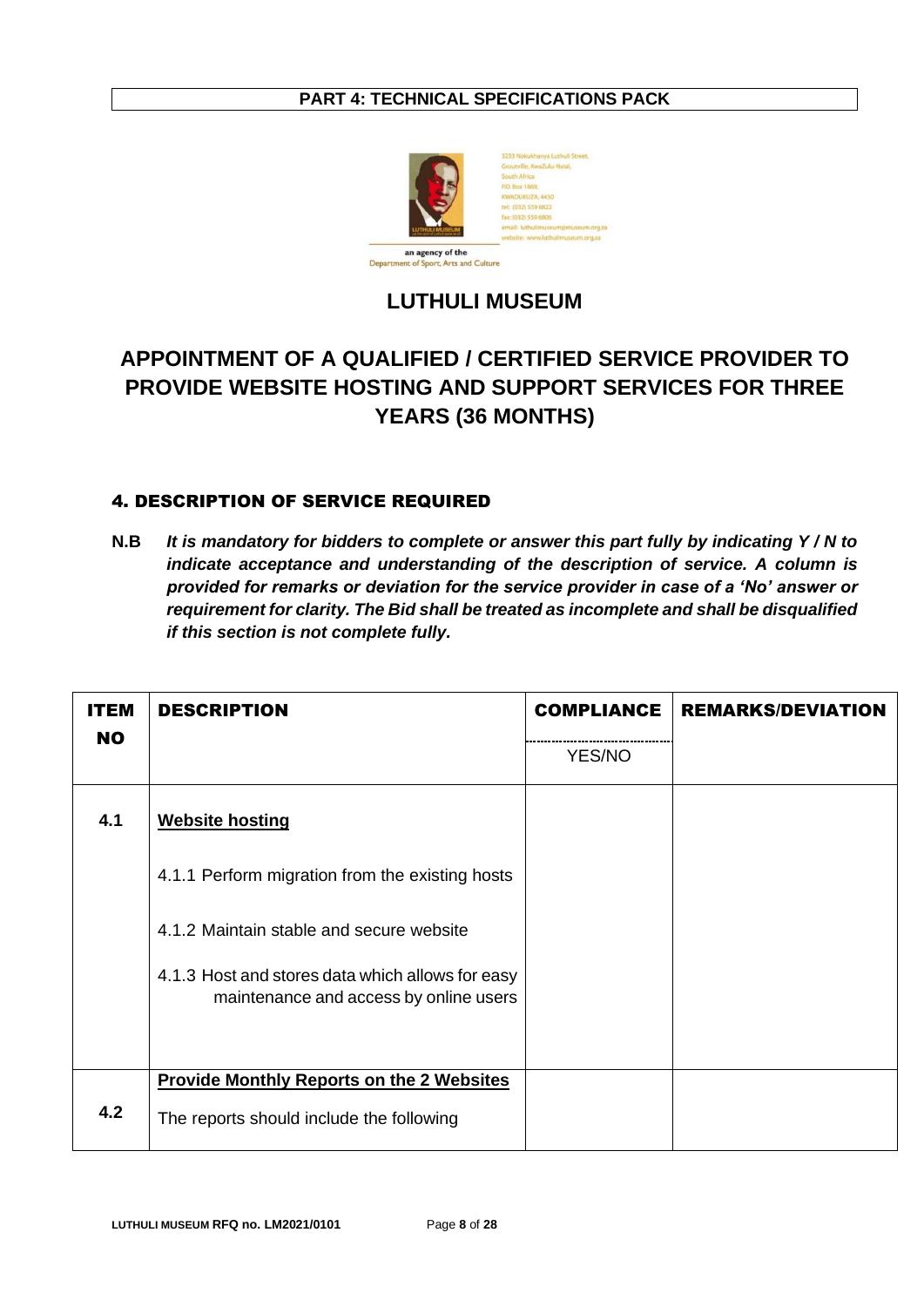**PART 4: TECHNICAL SPECIFICATIONS PACK**

an agency of the Department of Sport, Arts and Culture

# LUTHULI MUSEUM

## APPOINTMENT OF A QUALIFIED / CERTIFIED SERVICE PROVIDER TO PROVIDE WEBSITE HOSTING AND SUPPORT SERVICES FOR THREE YEARS (36 MONTHS)

### 4. DESCRIPTION OF SERVICE REQUIRED

**N.B** ***It is mandatory for bidders to complete or answer this part fully by indicating Y / N to indicate acceptance and understanding of the description of service. A column is provided for remarks or deviation for the service provider in case of a 'No' answer or requirement for clarity. The Bid shall be treated as incomplete and shall be disqualified if this section is not complete fully.***

| ITEM NO | DESCRIPTION | COMPLIANCE YES/NO | REMARKS/DEVIATION |
|---|---|---|---|
| 4.1 | **Website hosting**<br><br>4.1.1 Perform migration from the existing hosts<br><br>4.1.2 Maintain stable and secure website<br><br>4.1.3 Host and stores data which allows for easy maintenance and access by online users | | |
| 4.2 | **Provide Monthly Reports on the 2 Websites**<br><br>The reports should include the following | | |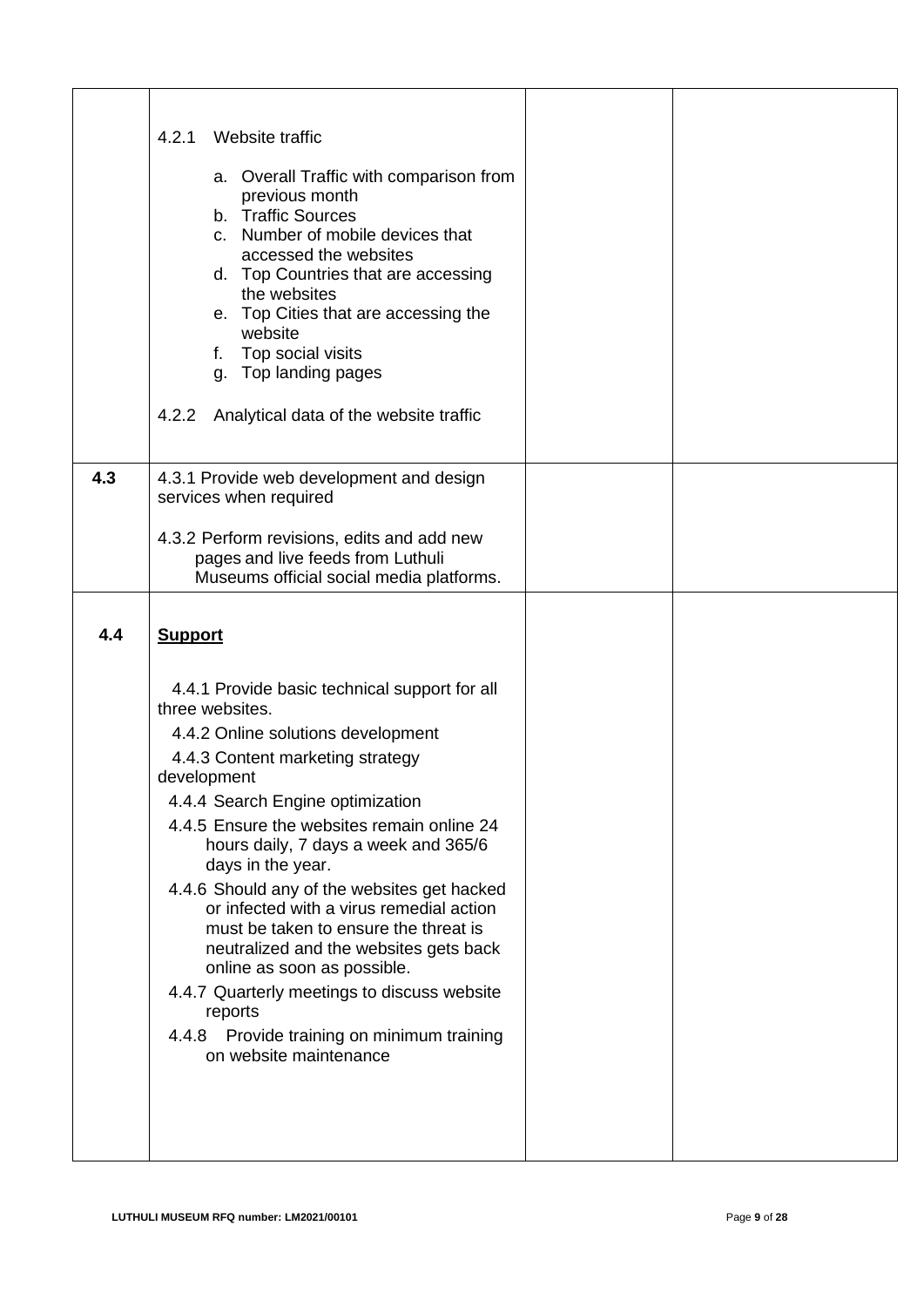| | | | |
|---|---|---|---|
| | 4.2.1 Website traffic<br><br>a. Overall Traffic with comparison from previous month<br>b. Traffic Sources<br>c. Number of mobile devices that accessed the websites<br>d. Top Countries that are accessing the websites<br>e. Top Cities that are accessing the website<br>f. Top social visits<br>g. Top landing pages<br><br>4.2.2 Analytical data of the website traffic | | |
| **4.3** | 4.3.1 Provide web development and design services when required<br><br>4.3.2 Perform revisions, edits and add new pages and live feeds from Luthuli Museums official social media platforms. | | |
| **4.4** | **<u>Support</u>**<br><br>4.4.1 Provide basic technical support for all three websites.<br>4.4.2 Online solutions development<br>4.4.3 Content marketing strategy development<br>4.4.4 Search Engine optimization<br>4.4.5 Ensure the websites remain online 24 hours daily, 7 days a week and 365/6 days in the year.<br>4.4.6 Should any of the websites get hacked or infected with a virus remedial action must be taken to ensure the threat is neutralized and the websites gets back online as soon as possible.<br>4.4.7 Quarterly meetings to discuss website reports<br>4.4.8 Provide training on minimum training on website maintenance | | |

LUTHULI MUSEUM RFQ number: LM2021/00101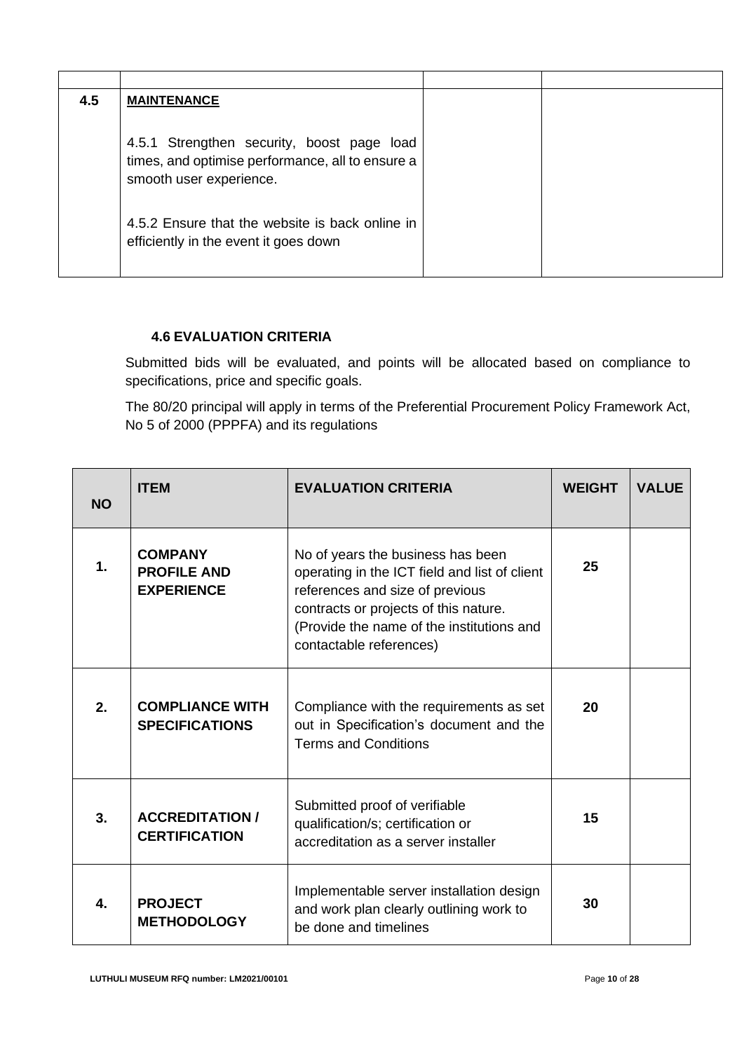| | | | |
|---|---|---|---|
| **4.5** | **MAINTENANCE**<br><br>4.5.1 Strengthen security, boost page load times, and optimise performance, all to ensure a smooth user experience.<br><br>4.5.2 Ensure that the website is back online in efficiently in the event it goes down | | |

### 4.6 EVALUATION CRITERIA

Submitted bids will be evaluated, and points will be allocated based on compliance to specifications, price and specific goals.

The 80/20 principal will apply in terms of the Preferential Procurement Policy Framework Act, No 5 of 2000 (PPPFA) and its regulations

| NO | ITEM | EVALUATION CRITERIA | WEIGHT | VALUE |
|---|---|---|---|---|
| **1.** | **COMPANY PROFILE AND EXPERIENCE** | No of years the business has been operating in the ICT field and list of client references and size of previous contracts or projects of this nature. (Provide the name of the institutions and contactable references) | **25** | |
| **2.** | **COMPLIANCE WITH SPECIFICATIONS** | Compliance with the requirements as set out in Specification's document and the Terms and Conditions | **20** | |
| **3.** | **ACCREDITATION / CERTIFICATION** | Submitted proof of verifiable qualification/s; certification or accreditation as a server installer | **15** | |
| **4.** | **PROJECT METHODOLOGY** | Implementable server installation design and work plan clearly outlining work to be done and timelines | **30** | |

LUTHULI MUSEUM RFQ number: LM2021/00101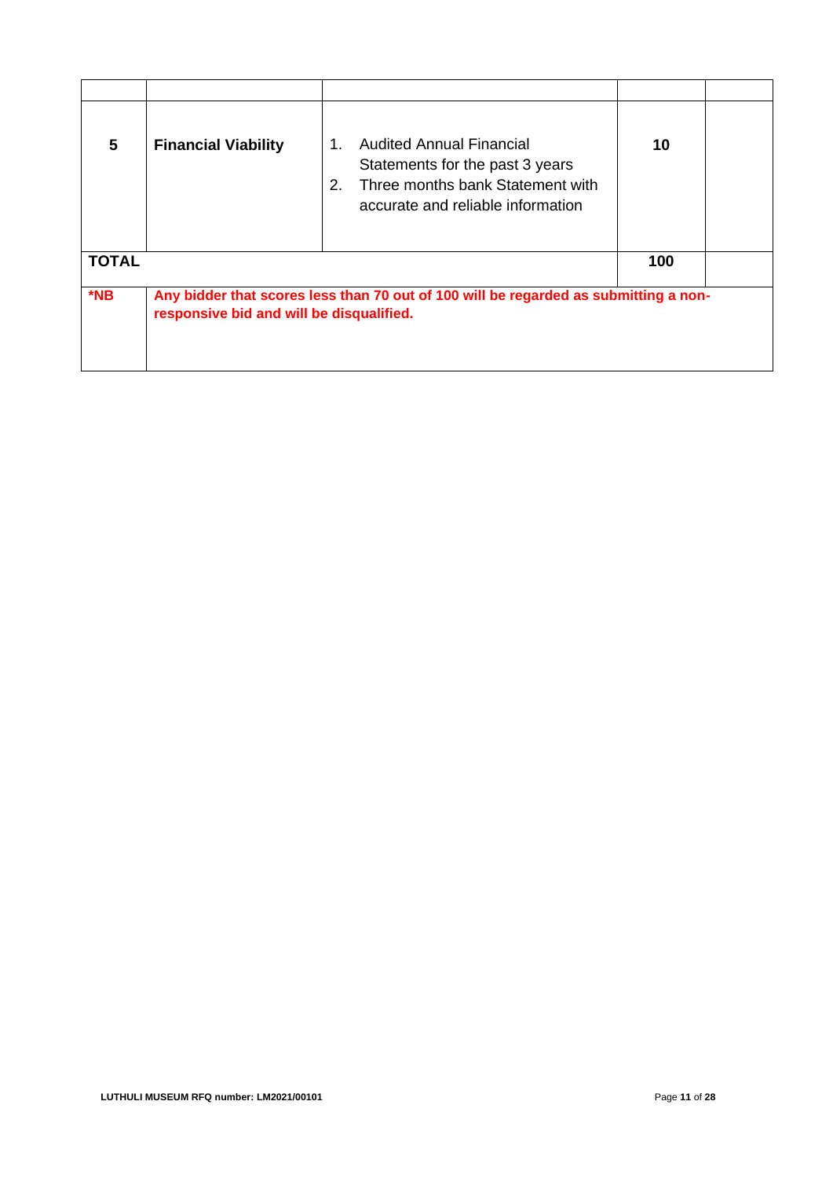| | | | | |
|---|---|---|---|---|
| **5** | **Financial Viability** | 1. Audited Annual Financial Statements for the past 3 years<br>2. Three months bank Statement with accurate and reliable information | **10** | |
| **TOTAL** | | | **100** | |
| ***NB** | **Any bidder that scores less than 70 out of 100 will be regarded as submitting a non-responsive bid and will be disqualified.** | | | |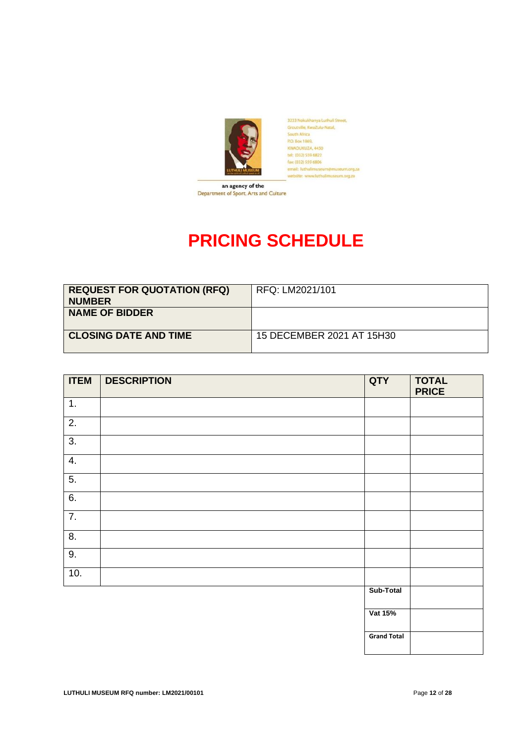3233 Nokukhanya Luthuli Street,
Groutville, KwaZulu-Natal,
South Africa
P.O. Box 1869,
KWADUKUZA, 4450
tel: (032) 559 6822
fax: (032) 559 6806
email: luthulimuseum@museum.org.za
website: www.luthulimuseum.org.za

an agency of the
Department of Sport, Arts and Culture

# PRICING SCHEDULE

| **REQUEST FOR QUOTATION (RFQ) NUMBER** | RFQ: LM2021/101 |
|---|---|
| **NAME OF BIDDER** | |
| **CLOSING DATE AND TIME** | 15 DECEMBER 2021 AT 15H30 |

| ITEM | DESCRIPTION | QTY | TOTAL PRICE |
|---|---|---|---|
| 1. | | | |
| 2. | | | |
| 3. | | | |
| 4. | | | |
| 5. | | | |
| 6. | | | |
| 7. | | | |
| 8. | | | |
| 9. | | | |
| 10. | | | |
| | | **Sub-Total** | |
| | | **Vat 15%** | |
| | | **Grand Total** | |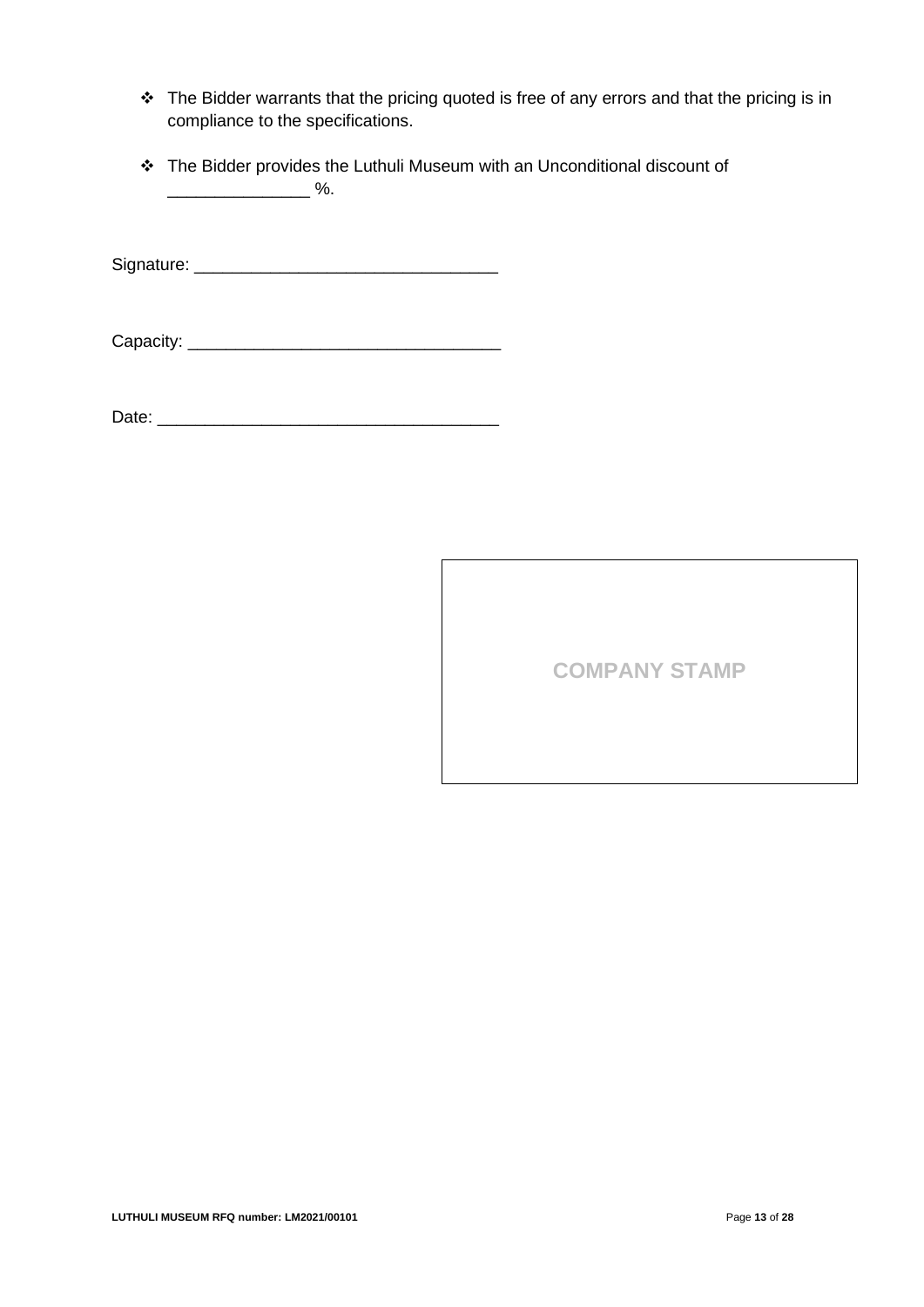- The Bidder warrants that the pricing quoted is free of any errors and that the pricing is in compliance to the specifications.
- The Bidder provides the Luthuli Museum with an Unconditional discount of _______________ %.

Signature: ________________________________

Capacity: _________________________________

Date: ____________________________________

| COMPANY STAMP |
|---|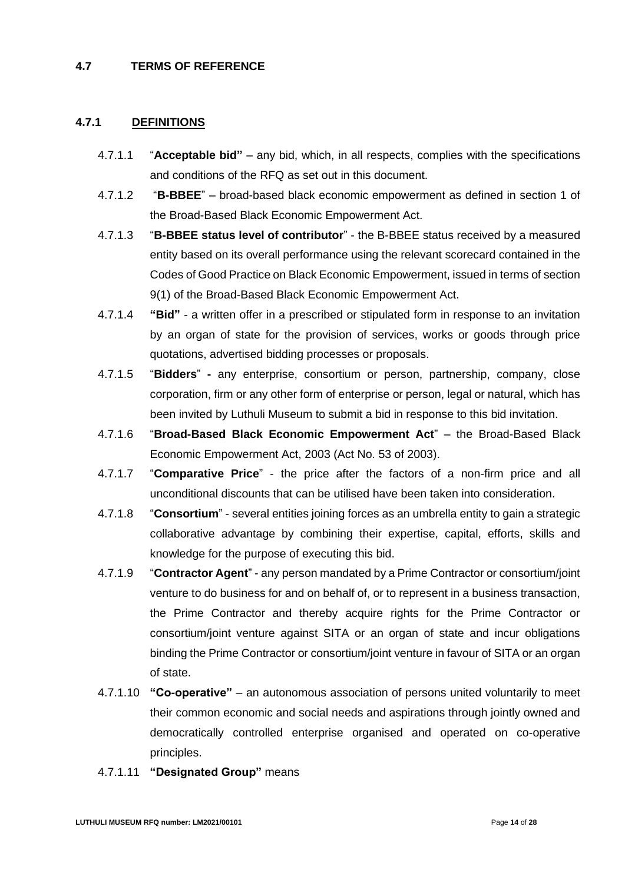## 4.7 TERMS OF REFERENCE

### 4.7.1 DEFINITIONS

4.7.1.1 "**Acceptable bid"** – any bid, which, in all respects, complies with the specifications and conditions of the RFQ as set out in this document.

4.7.1.2 "**B-BBEE**" – broad-based black economic empowerment as defined in section 1 of the Broad-Based Black Economic Empowerment Act.

4.7.1.3 "**B-BBEE status level of contributor**" - the B-BBEE status received by a measured entity based on its overall performance using the relevant scorecard contained in the Codes of Good Practice on Black Economic Empowerment, issued in terms of section 9(1) of the Broad-Based Black Economic Empowerment Act.

4.7.1.4 **"Bid"** - a written offer in a prescribed or stipulated form in response to an invitation by an organ of state for the provision of services, works or goods through price quotations, advertised bidding processes or proposals.

4.7.1.5 "**Bidders**" **-** any enterprise, consortium or person, partnership, company, close corporation, firm or any other form of enterprise or person, legal or natural, which has been invited by Luthuli Museum to submit a bid in response to this bid invitation.

4.7.1.6 "**Broad-Based Black Economic Empowerment Act**" – the Broad-Based Black Economic Empowerment Act, 2003 (Act No. 53 of 2003).

4.7.1.7 "**Comparative Price**" - the price after the factors of a non-firm price and all unconditional discounts that can be utilised have been taken into consideration.

4.7.1.8 "**Consortium**" - several entities joining forces as an umbrella entity to gain a strategic collaborative advantage by combining their expertise, capital, efforts, skills and knowledge for the purpose of executing this bid.

4.7.1.9 "**Contractor Agent**" - any person mandated by a Prime Contractor or consortium/joint venture to do business for and on behalf of, or to represent in a business transaction, the Prime Contractor and thereby acquire rights for the Prime Contractor or consortium/joint venture against SITA or an organ of state and incur obligations binding the Prime Contractor or consortium/joint venture in favour of SITA or an organ of state.

4.7.1.10 **"Co-operative"** – an autonomous association of persons united voluntarily to meet their common economic and social needs and aspirations through jointly owned and democratically controlled enterprise organised and operated on co-operative principles.

4.7.1.11 **"Designated Group"** means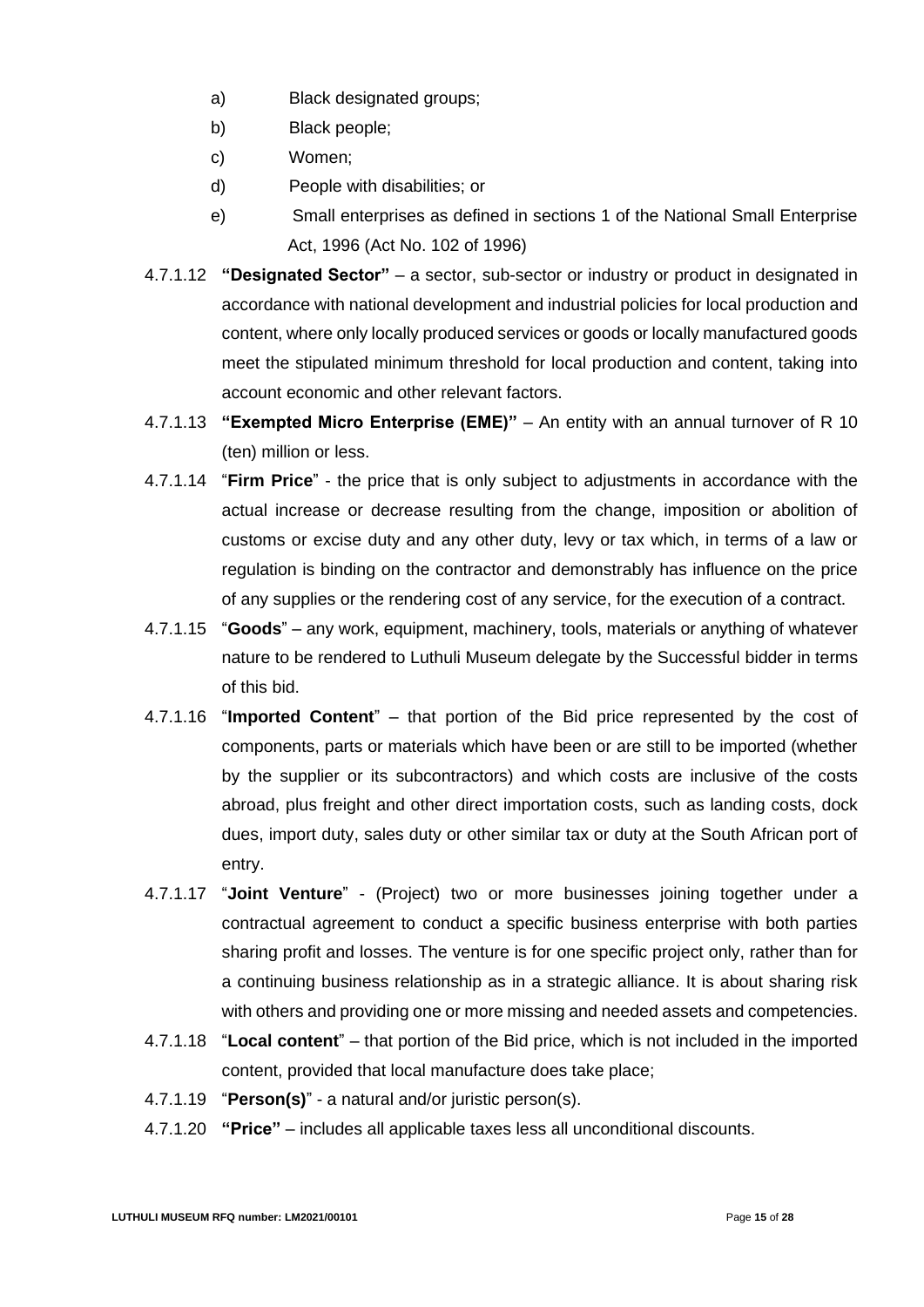a) Black designated groups;

b) Black people;

c) Women;

d) People with disabilities; or

e) Small enterprises as defined in sections 1 of the National Small Enterprise Act, 1996 (Act No. 102 of 1996)

4.7.1.12 **"Designated Sector"** – a sector, sub-sector or industry or product in designated in accordance with national development and industrial policies for local production and content, where only locally produced services or goods or locally manufactured goods meet the stipulated minimum threshold for local production and content, taking into account economic and other relevant factors.

4.7.1.13 **"Exempted Micro Enterprise (EME)"** – An entity with an annual turnover of R 10 (ten) million or less.

4.7.1.14 "**Firm Price**" - the price that is only subject to adjustments in accordance with the actual increase or decrease resulting from the change, imposition or abolition of customs or excise duty and any other duty, levy or tax which, in terms of a law or regulation is binding on the contractor and demonstrably has influence on the price of any supplies or the rendering cost of any service, for the execution of a contract.

4.7.1.15 "**Goods**" – any work, equipment, machinery, tools, materials or anything of whatever nature to be rendered to Luthuli Museum delegate by the Successful bidder in terms of this bid.

4.7.1.16 "**Imported Content**" – that portion of the Bid price represented by the cost of components, parts or materials which have been or are still to be imported (whether by the supplier or its subcontractors) and which costs are inclusive of the costs abroad, plus freight and other direct importation costs, such as landing costs, dock dues, import duty, sales duty or other similar tax or duty at the South African port of entry.

4.7.1.17 "**Joint Venture**" - (Project) two or more businesses joining together under a contractual agreement to conduct a specific business enterprise with both parties sharing profit and losses. The venture is for one specific project only, rather than for a continuing business relationship as in a strategic alliance. It is about sharing risk with others and providing one or more missing and needed assets and competencies.

4.7.1.18 "**Local content**" – that portion of the Bid price, which is not included in the imported content, provided that local manufacture does take place;

4.7.1.19 "**Person(s)**" - a natural and/or juristic person(s).

4.7.1.20 **"Price"** – includes all applicable taxes less all unconditional discounts.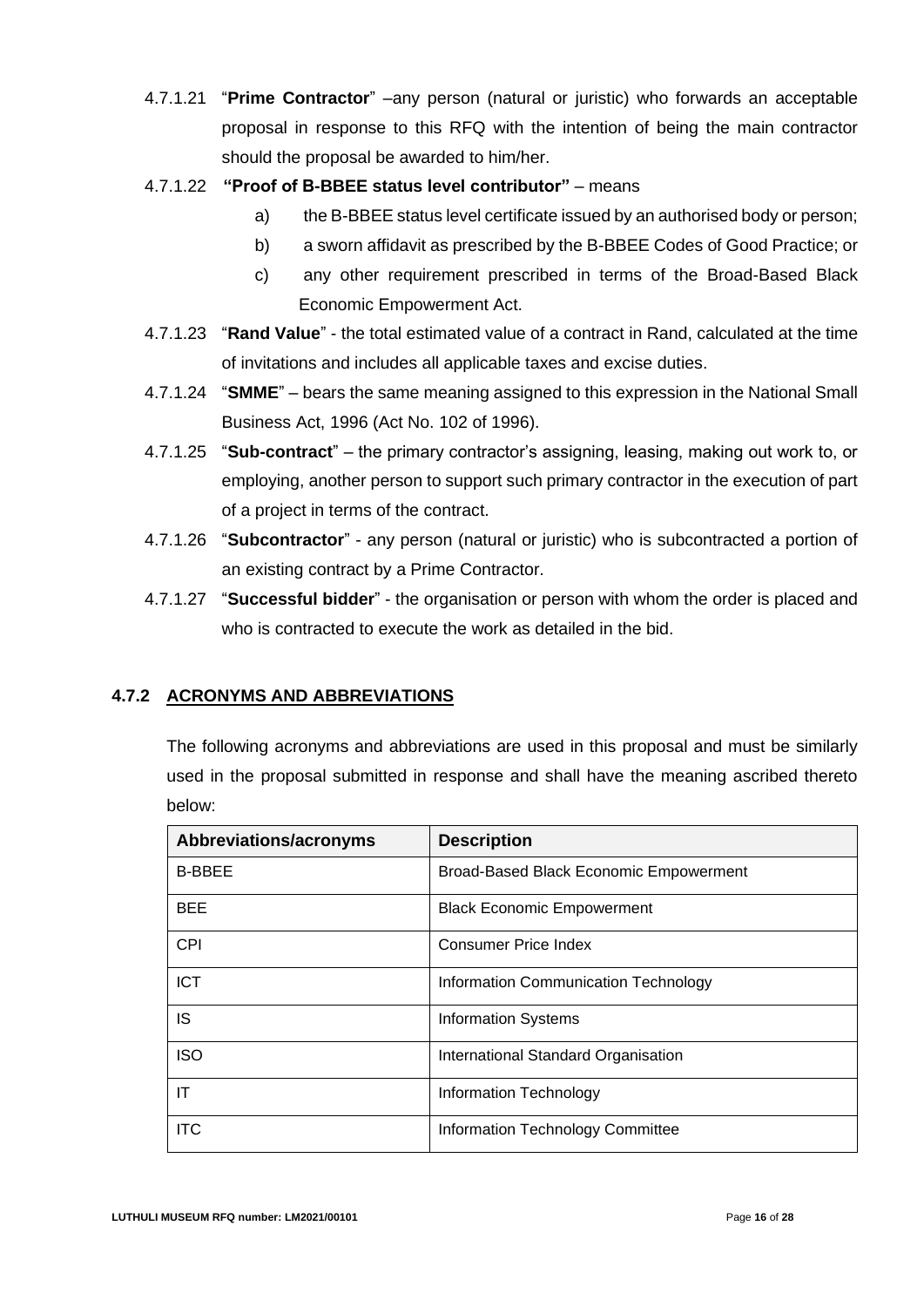4.7.1.21 "**Prime Contractor**" –any person (natural or juristic) who forwards an acceptable proposal in response to this RFQ with the intention of being the main contractor should the proposal be awarded to him/her.

4.7.1.22 **"Proof of B-BBEE status level contributor"** – means

a) the B-BBEE status level certificate issued by an authorised body or person;

b) a sworn affidavit as prescribed by the B-BBEE Codes of Good Practice; or

c) any other requirement prescribed in terms of the Broad-Based Black Economic Empowerment Act.

4.7.1.23 "**Rand Value**" - the total estimated value of a contract in Rand, calculated at the time of invitations and includes all applicable taxes and excise duties.

4.7.1.24 "**SMME**" – bears the same meaning assigned to this expression in the National Small Business Act, 1996 (Act No. 102 of 1996).

4.7.1.25 "**Sub-contract**" – the primary contractor's assigning, leasing, making out work to, or employing, another person to support such primary contractor in the execution of part of a project in terms of the contract.

4.7.1.26 "**Subcontractor**" - any person (natural or juristic) who is subcontracted a portion of an existing contract by a Prime Contractor.

4.7.1.27 "**Successful bidder**" - the organisation or person with whom the order is placed and who is contracted to execute the work as detailed in the bid.

### 4.7.2 ACRONYMS AND ABBREVIATIONS

The following acronyms and abbreviations are used in this proposal and must be similarly used in the proposal submitted in response and shall have the meaning ascribed thereto below:

| Abbreviations/acronyms | Description |
|---|---|
| B-BBEE | Broad-Based Black Economic Empowerment |
| BEE | Black Economic Empowerment |
| CPI | Consumer Price Index |
| ICT | Information Communication Technology |
| IS | Information Systems |
| ISO | International Standard Organisation |
| IT | Information Technology |
| ITC | Information Technology Committee |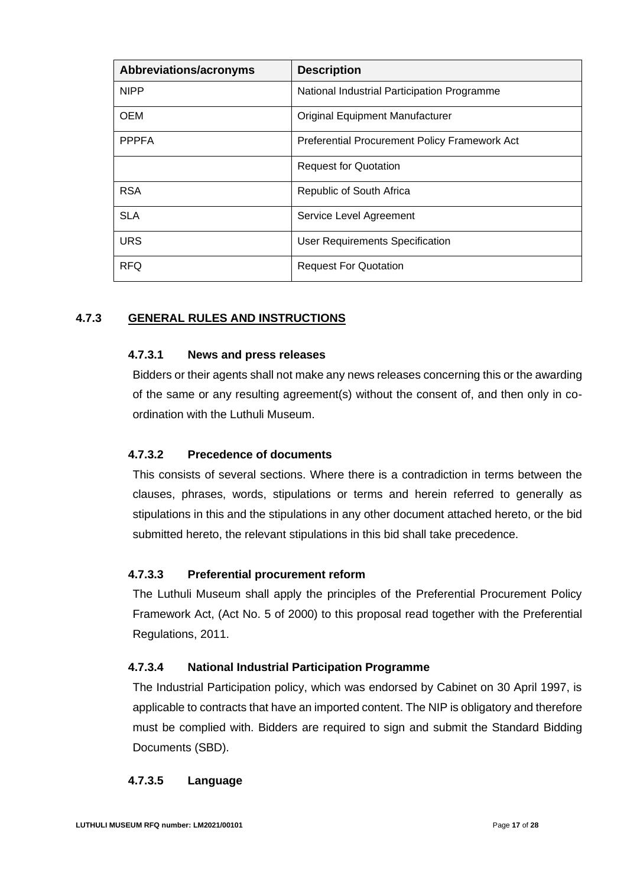| Abbreviations/acronyms | Description |
|---|---|
| NIPP | National Industrial Participation Programme |
| OEM | Original Equipment Manufacturer |
| PPPFA | Preferential Procurement Policy Framework Act |
| | Request for Quotation |
| RSA | Republic of South Africa |
| SLA | Service Level Agreement |
| URS | User Requirements Specification |
| RFQ | Request For Quotation |

### 4.7.3 GENERAL RULES AND INSTRUCTIONS

#### 4.7.3.1 News and press releases

Bidders or their agents shall not make any news releases concerning this or the awarding of the same or any resulting agreement(s) without the consent of, and then only in co-ordination with the Luthuli Museum.

#### 4.7.3.2 Precedence of documents

This consists of several sections. Where there is a contradiction in terms between the clauses, phrases, words, stipulations or terms and herein referred to generally as stipulations in this and the stipulations in any other document attached hereto, or the bid submitted hereto, the relevant stipulations in this bid shall take precedence.

#### 4.7.3.3 Preferential procurement reform

The Luthuli Museum shall apply the principles of the Preferential Procurement Policy Framework Act, (Act No. 5 of 2000) to this proposal read together with the Preferential Regulations, 2011.

#### 4.7.3.4 National Industrial Participation Programme

The Industrial Participation policy, which was endorsed by Cabinet on 30 April 1997, is applicable to contracts that have an imported content. The NIP is obligatory and therefore must be complied with. Bidders are required to sign and submit the Standard Bidding Documents (SBD).

#### 4.7.3.5 Language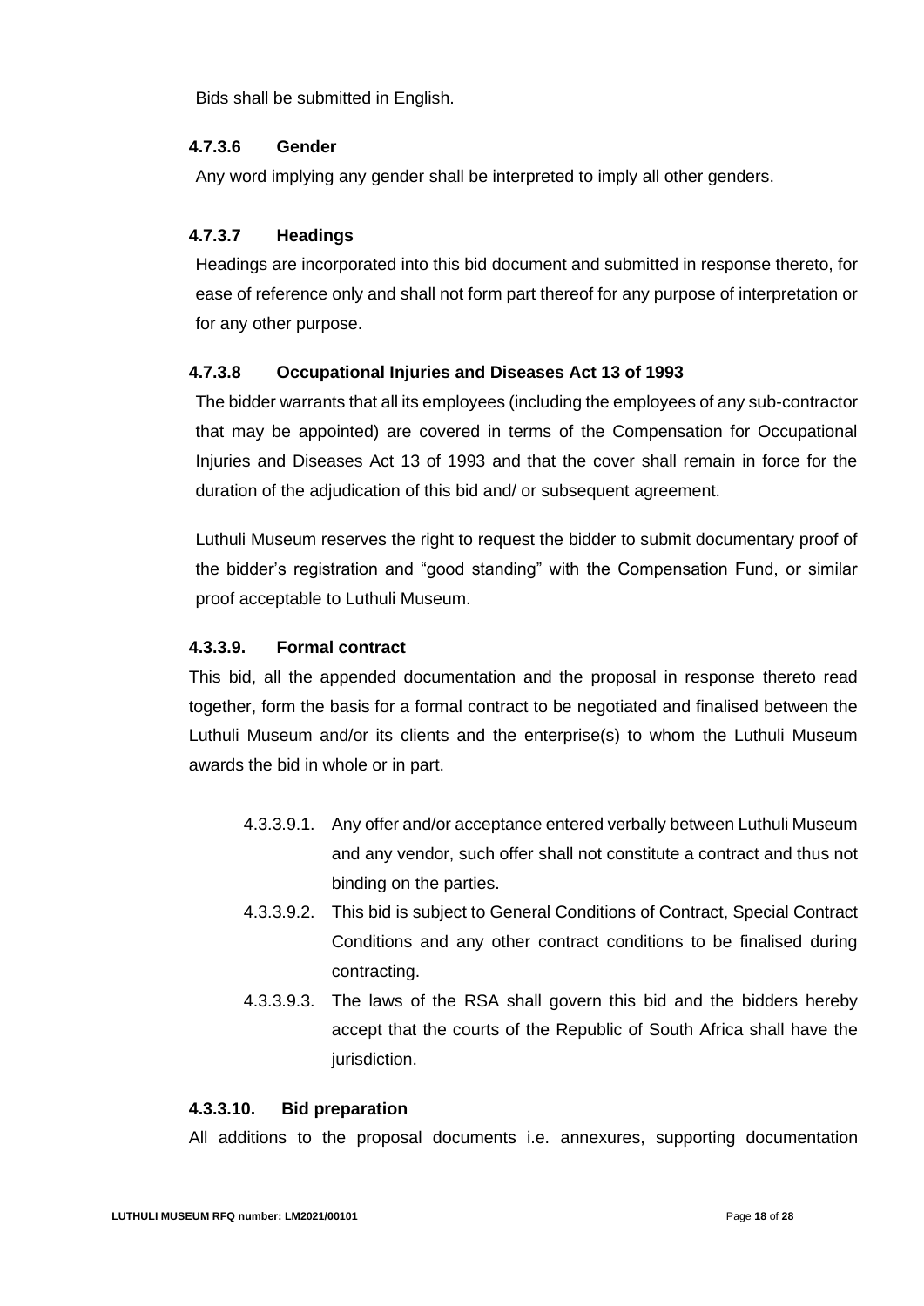Bids shall be submitted in English.

#### 4.7.3.6 Gender

Any word implying any gender shall be interpreted to imply all other genders.

#### 4.7.3.7 Headings

Headings are incorporated into this bid document and submitted in response thereto, for ease of reference only and shall not form part thereof for any purpose of interpretation or for any other purpose.

#### 4.7.3.8 Occupational Injuries and Diseases Act 13 of 1993

The bidder warrants that all its employees (including the employees of any sub-contractor that may be appointed) are covered in terms of the Compensation for Occupational Injuries and Diseases Act 13 of 1993 and that the cover shall remain in force for the duration of the adjudication of this bid and/ or subsequent agreement.

Luthuli Museum reserves the right to request the bidder to submit documentary proof of the bidder's registration and "good standing" with the Compensation Fund, or similar proof acceptable to Luthuli Museum.

#### 4.3.3.9. Formal contract

This bid, all the appended documentation and the proposal in response thereto read together, form the basis for a formal contract to be negotiated and finalised between the Luthuli Museum and/or its clients and the enterprise(s) to whom the Luthuli Museum awards the bid in whole or in part.

- 4.3.3.9.1. Any offer and/or acceptance entered verbally between Luthuli Museum and any vendor, such offer shall not constitute a contract and thus not binding on the parties.
- 4.3.3.9.2. This bid is subject to General Conditions of Contract, Special Contract Conditions and any other contract conditions to be finalised during contracting.
- 4.3.3.9.3. The laws of the RSA shall govern this bid and the bidders hereby accept that the courts of the Republic of South Africa shall have the jurisdiction.

#### 4.3.3.10. Bid preparation

All additions to the proposal documents i.e. annexures, supporting documentation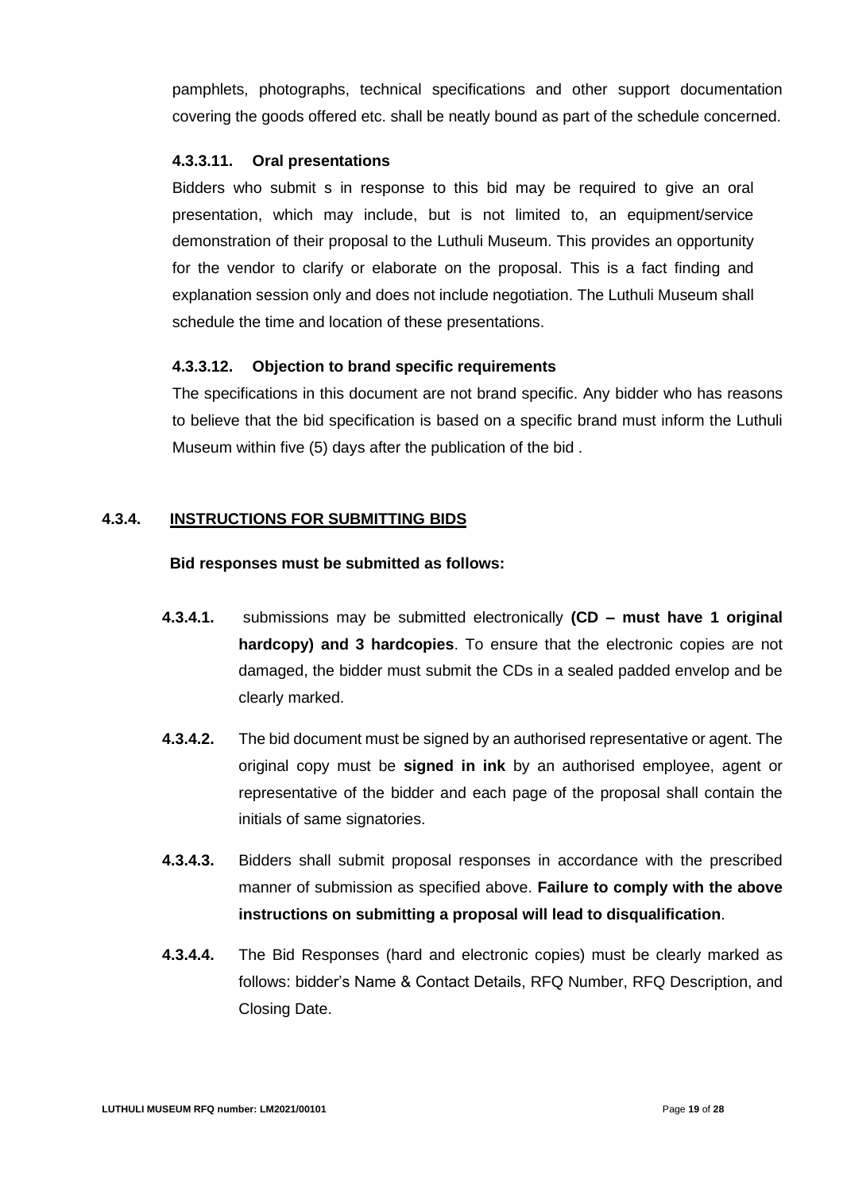pamphlets, photographs, technical specifications and other support documentation covering the goods offered etc. shall be neatly bound as part of the schedule concerned.

#### 4.3.3.11. Oral presentations

Bidders who submit s in response to this bid may be required to give an oral presentation, which may include, but is not limited to, an equipment/service demonstration of their proposal to the Luthuli Museum. This provides an opportunity for the vendor to clarify or elaborate on the proposal. This is a fact finding and explanation session only and does not include negotiation. The Luthuli Museum shall schedule the time and location of these presentations.

#### 4.3.3.12. Objection to brand specific requirements

The specifications in this document are not brand specific. Any bidder who has reasons to believe that the bid specification is based on a specific brand must inform the Luthuli Museum within five (5) days after the publication of the bid .

### 4.3.4. INSTRUCTIONS FOR SUBMITTING BIDS

**Bid responses must be submitted as follows:**

**4.3.4.1.** submissions may be submitted electronically **(CD – must have 1 original hardcopy) and 3 hardcopies**. To ensure that the electronic copies are not damaged, the bidder must submit the CDs in a sealed padded envelop and be clearly marked.

**4.3.4.2.** The bid document must be signed by an authorised representative or agent. The original copy must be **signed in ink** by an authorised employee, agent or representative of the bidder and each page of the proposal shall contain the initials of same signatories.

**4.3.4.3.** Bidders shall submit proposal responses in accordance with the prescribed manner of submission as specified above. **Failure to comply with the above instructions on submitting a proposal will lead to disqualification**.

**4.3.4.4.** The Bid Responses (hard and electronic copies) must be clearly marked as follows: bidder's Name & Contact Details, RFQ Number, RFQ Description, and Closing Date.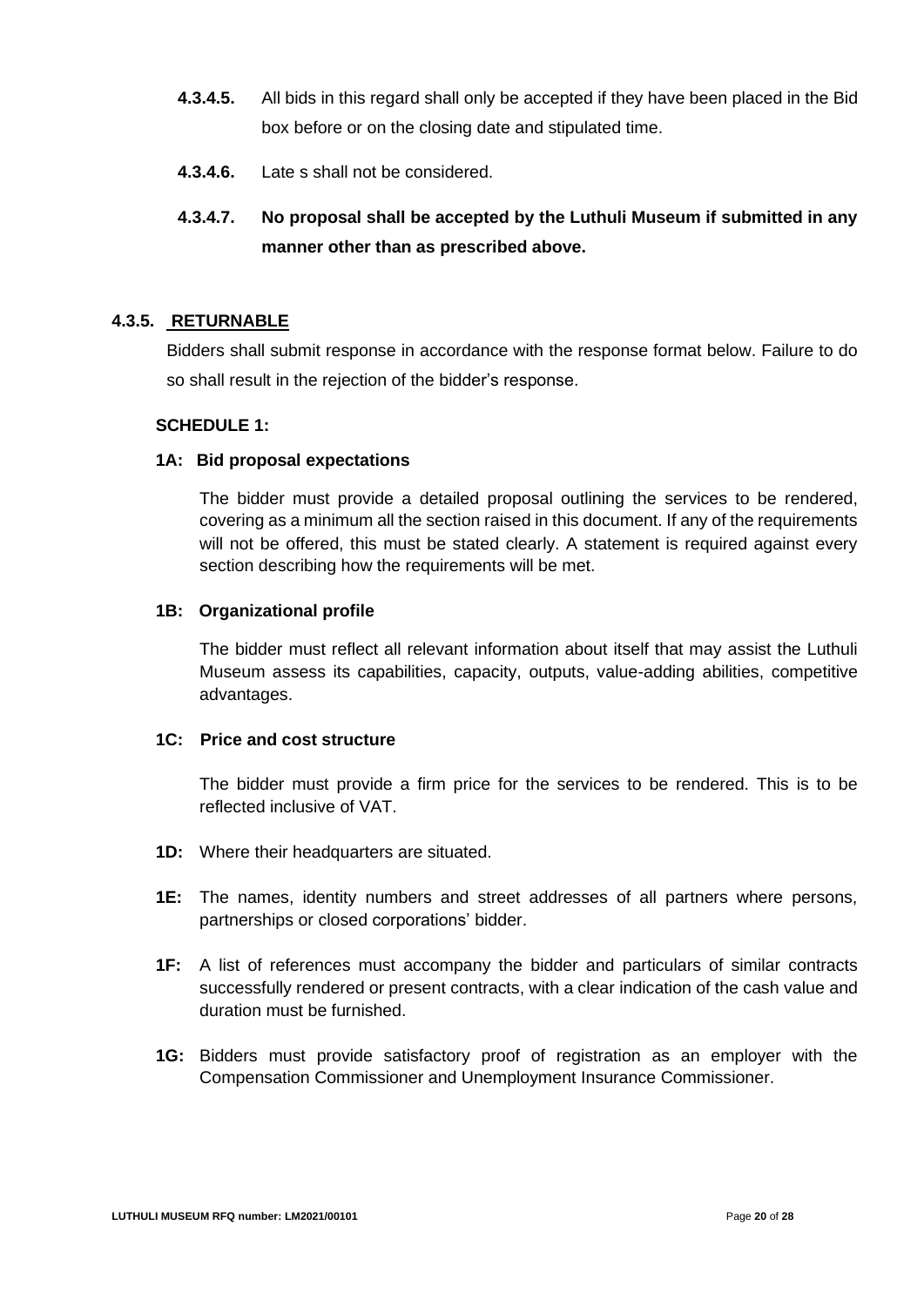**4.3.4.5.** All bids in this regard shall only be accepted if they have been placed in the Bid box before or on the closing date and stipulated time.

**4.3.4.6.** Late s shall not be considered.

**4.3.4.7. No proposal shall be accepted by the Luthuli Museum if submitted in any manner other than as prescribed above.**

### 4.3.5. RETURNABLE

Bidders shall submit response in accordance with the response format below. Failure to do so shall result in the rejection of the bidder's response.

**SCHEDULE 1:**

**1A: Bid proposal expectations**

The bidder must provide a detailed proposal outlining the services to be rendered, covering as a minimum all the section raised in this document. If any of the requirements will not be offered, this must be stated clearly. A statement is required against every section describing how the requirements will be met.

**1B: Organizational profile**

The bidder must reflect all relevant information about itself that may assist the Luthuli Museum assess its capabilities, capacity, outputs, value-adding abilities, competitive advantages.

**1C: Price and cost structure**

The bidder must provide a firm price for the services to be rendered. This is to be reflected inclusive of VAT.

**1D:** Where their headquarters are situated.

**1E:** The names, identity numbers and street addresses of all partners where persons, partnerships or closed corporations' bidder.

**1F:** A list of references must accompany the bidder and particulars of similar contracts successfully rendered or present contracts, with a clear indication of the cash value and duration must be furnished.

**1G:** Bidders must provide satisfactory proof of registration as an employer with the Compensation Commissioner and Unemployment Insurance Commissioner.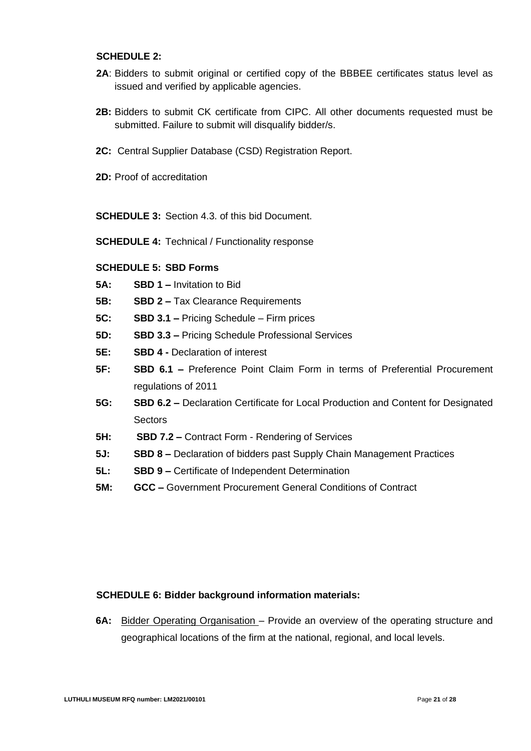**SCHEDULE 2:**

**2A**: Bidders to submit original or certified copy of the BBBEE certificates status level as issued and verified by applicable agencies.

**2B:** Bidders to submit CK certificate from CIPC. All other documents requested must be submitted. Failure to submit will disqualify bidder/s.

**2C:** Central Supplier Database (CSD) Registration Report.

**2D:** Proof of accreditation

**SCHEDULE 3:** Section 4.3. of this bid Document.

**SCHEDULE 4:** Technical / Functionality response

**SCHEDULE 5: SBD Forms**

**5A:** **SBD 1 –** Invitation to Bid

**5B:** **SBD 2 –** Tax Clearance Requirements

**5C:** **SBD 3.1 –** Pricing Schedule – Firm prices

**5D:** **SBD 3.3 –** Pricing Schedule Professional Services

**5E:** **SBD 4 -** Declaration of interest

**5F:** **SBD 6.1 –** Preference Point Claim Form in terms of Preferential Procurement regulations of 2011

**5G:** **SBD 6.2 –** Declaration Certificate for Local Production and Content for Designated Sectors

**5H:** **SBD 7.2 –** Contract Form - Rendering of Services

**5J:** **SBD 8 –** Declaration of bidders past Supply Chain Management Practices

**5L:** **SBD 9 –** Certificate of Independent Determination

**5M:** **GCC –** Government Procurement General Conditions of Contract

**SCHEDULE 6: Bidder background information materials:**

**6A:** Bidder Operating Organisation – Provide an overview of the operating structure and geographical locations of the firm at the national, regional, and local levels.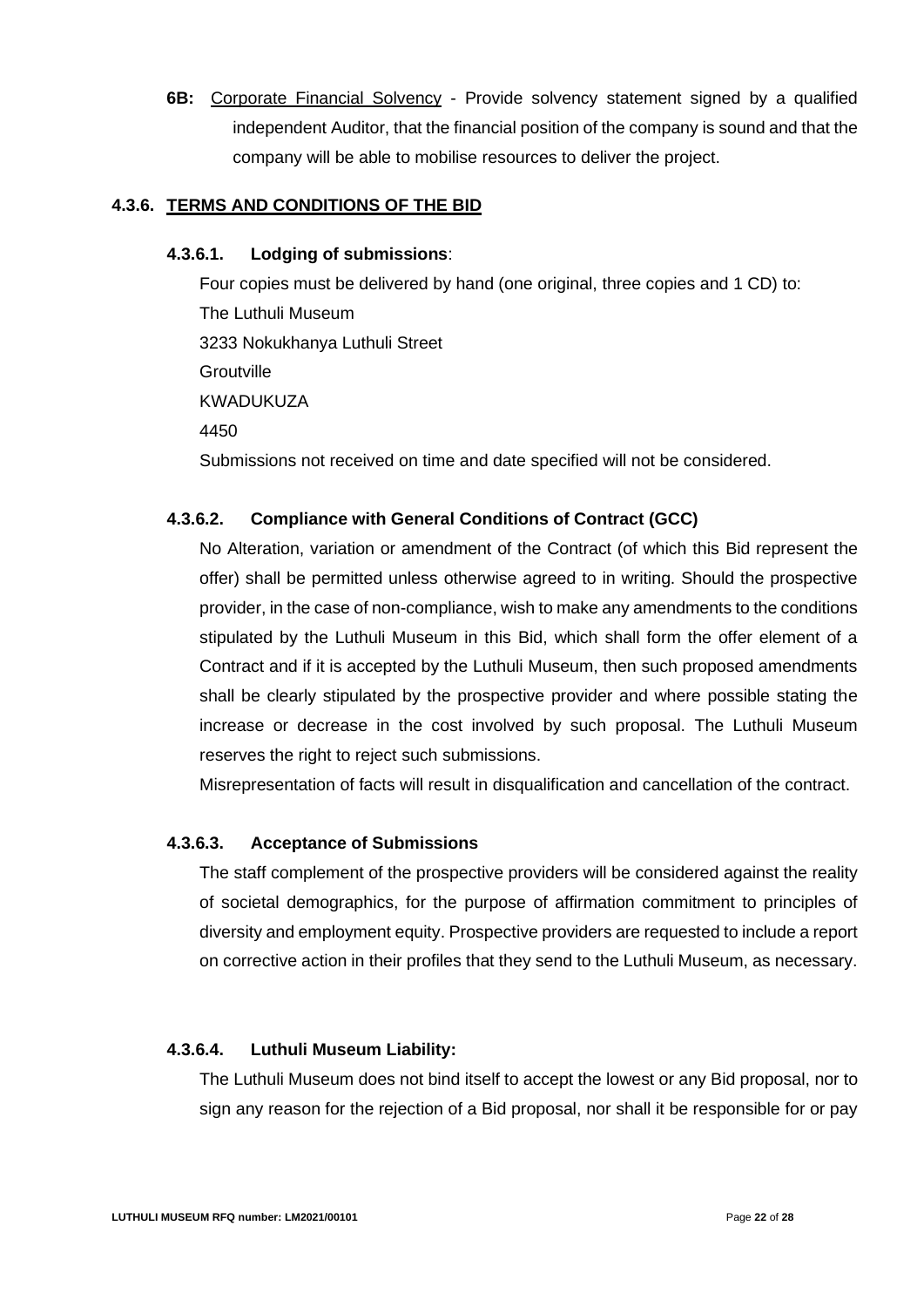**6B:** Corporate Financial Solvency - Provide solvency statement signed by a qualified independent Auditor, that the financial position of the company is sound and that the company will be able to mobilise resources to deliver the project.

### 4.3.6. TERMS AND CONDITIONS OF THE BID

#### 4.3.6.1. Lodging of submissions:

Four copies must be delivered by hand (one original, three copies and 1 CD) to:

The Luthuli Museum
3233 Nokukhanya Luthuli Street
Groutville
KWADUKUZA
4450

Submissions not received on time and date specified will not be considered.

#### 4.3.6.2. Compliance with General Conditions of Contract (GCC)

No Alteration, variation or amendment of the Contract (of which this Bid represent the offer) shall be permitted unless otherwise agreed to in writing. Should the prospective provider, in the case of non-compliance, wish to make any amendments to the conditions stipulated by the Luthuli Museum in this Bid, which shall form the offer element of a Contract and if it is accepted by the Luthuli Museum, then such proposed amendments shall be clearly stipulated by the prospective provider and where possible stating the increase or decrease in the cost involved by such proposal. The Luthuli Museum reserves the right to reject such submissions.

Misrepresentation of facts will result in disqualification and cancellation of the contract.

#### 4.3.6.3. Acceptance of Submissions

The staff complement of the prospective providers will be considered against the reality of societal demographics, for the purpose of affirmation commitment to principles of diversity and employment equity. Prospective providers are requested to include a report on corrective action in their profiles that they send to the Luthuli Museum, as necessary.

#### 4.3.6.4. Luthuli Museum Liability:

The Luthuli Museum does not bind itself to accept the lowest or any Bid proposal, nor to sign any reason for the rejection of a Bid proposal, nor shall it be responsible for or pay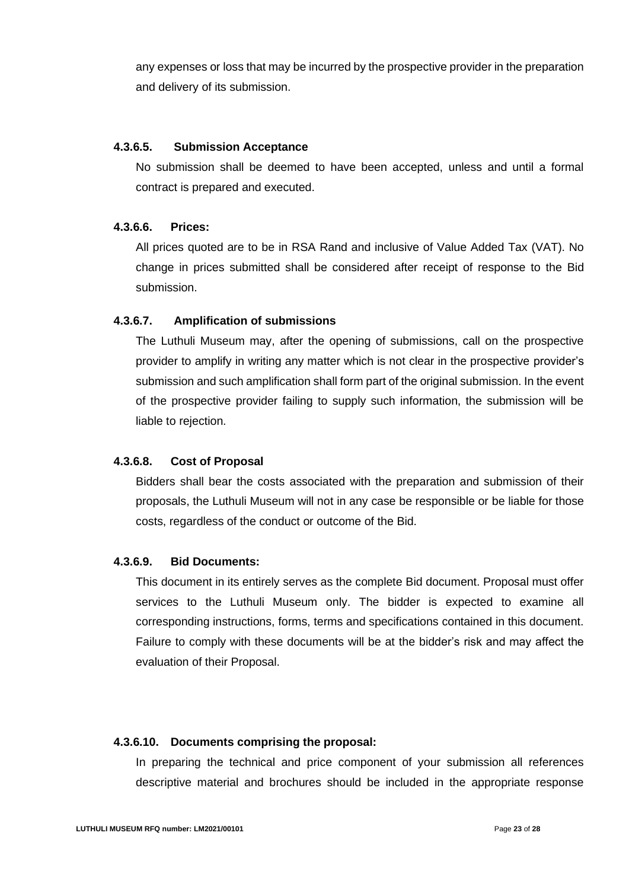any expenses or loss that may be incurred by the prospective provider in the preparation and delivery of its submission.

#### 4.3.6.5. Submission Acceptance

No submission shall be deemed to have been accepted, unless and until a formal contract is prepared and executed.

#### 4.3.6.6. Prices:

All prices quoted are to be in RSA Rand and inclusive of Value Added Tax (VAT). No change in prices submitted shall be considered after receipt of response to the Bid submission.

#### 4.3.6.7. Amplification of submissions

The Luthuli Museum may, after the opening of submissions, call on the prospective provider to amplify in writing any matter which is not clear in the prospective provider's submission and such amplification shall form part of the original submission. In the event of the prospective provider failing to supply such information, the submission will be liable to rejection.

#### 4.3.6.8. Cost of Proposal

Bidders shall bear the costs associated with the preparation and submission of their proposals, the Luthuli Museum will not in any case be responsible or be liable for those costs, regardless of the conduct or outcome of the Bid.

#### 4.3.6.9. Bid Documents:

This document in its entirely serves as the complete Bid document. Proposal must offer services to the Luthuli Museum only. The bidder is expected to examine all corresponding instructions, forms, terms and specifications contained in this document. Failure to comply with these documents will be at the bidder's risk and may affect the evaluation of their Proposal.

#### 4.3.6.10. Documents comprising the proposal:

In preparing the technical and price component of your submission all references descriptive material and brochures should be included in the appropriate response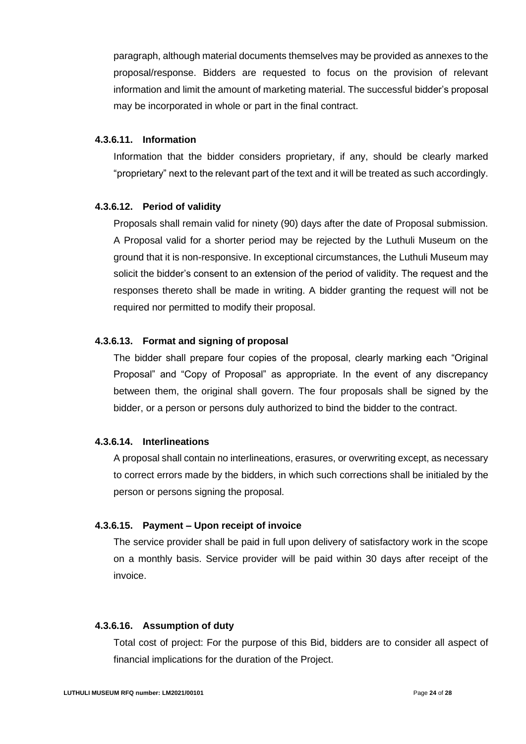paragraph, although material documents themselves may be provided as annexes to the proposal/response. Bidders are requested to focus on the provision of relevant information and limit the amount of marketing material. The successful bidder's proposal may be incorporated in whole or part in the final contract.

#### 4.3.6.11. Information

Information that the bidder considers proprietary, if any, should be clearly marked "proprietary" next to the relevant part of the text and it will be treated as such accordingly.

#### 4.3.6.12. Period of validity

Proposals shall remain valid for ninety (90) days after the date of Proposal submission. A Proposal valid for a shorter period may be rejected by the Luthuli Museum on the ground that it is non-responsive. In exceptional circumstances, the Luthuli Museum may solicit the bidder's consent to an extension of the period of validity. The request and the responses thereto shall be made in writing. A bidder granting the request will not be required nor permitted to modify their proposal.

#### 4.3.6.13. Format and signing of proposal

The bidder shall prepare four copies of the proposal, clearly marking each "Original Proposal" and "Copy of Proposal" as appropriate. In the event of any discrepancy between them, the original shall govern. The four proposals shall be signed by the bidder, or a person or persons duly authorized to bind the bidder to the contract.

#### 4.3.6.14. Interlineations

A proposal shall contain no interlineations, erasures, or overwriting except, as necessary to correct errors made by the bidders, in which such corrections shall be initialed by the person or persons signing the proposal.

#### 4.3.6.15. Payment – Upon receipt of invoice

The service provider shall be paid in full upon delivery of satisfactory work in the scope on a monthly basis. Service provider will be paid within 30 days after receipt of the invoice.

#### 4.3.6.16. Assumption of duty

Total cost of project: For the purpose of this Bid, bidders are to consider all aspect of financial implications for the duration of the Project.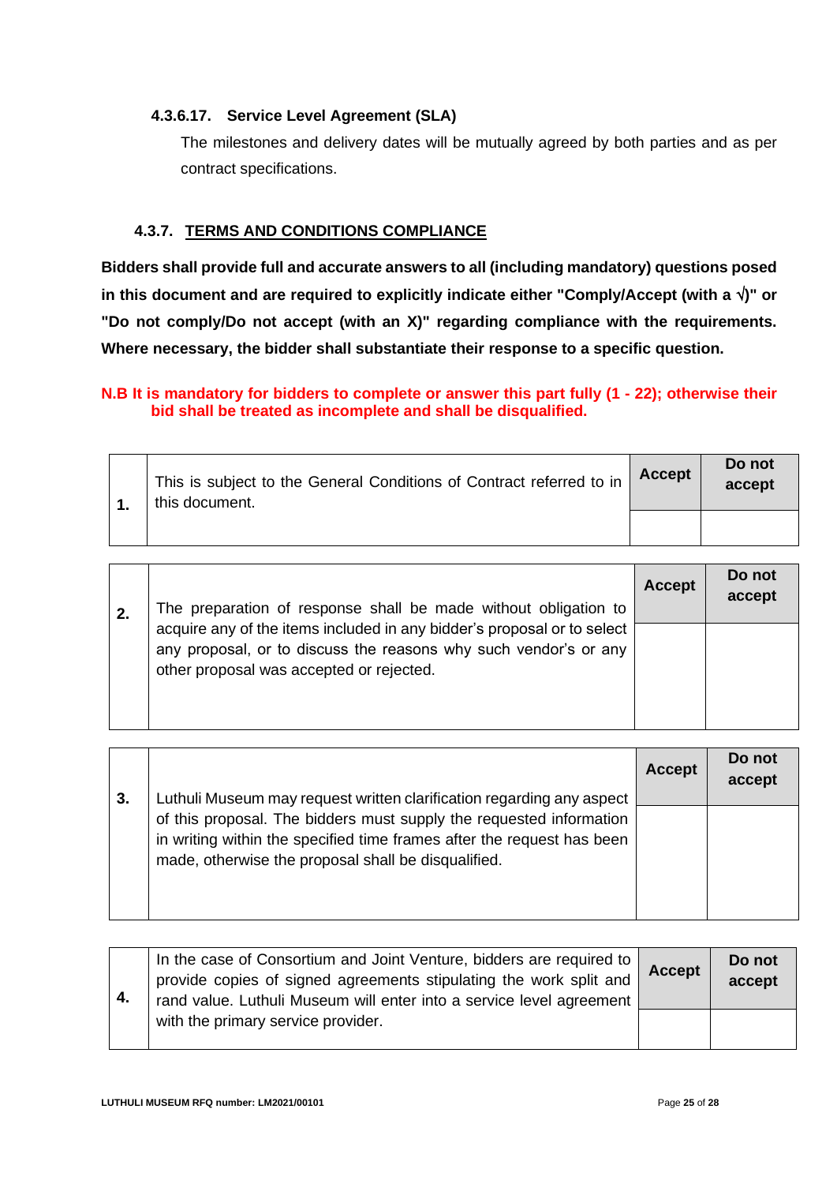#### 4.3.6.17. Service Level Agreement (SLA)

The milestones and delivery dates will be mutually agreed by both parties and as per contract specifications.

### 4.3.7. TERMS AND CONDITIONS COMPLIANCE

**Bidders shall provide full and accurate answers to all (including mandatory) questions posed in this document and are required to explicitly indicate either "Comply/Accept (with a √)" or "Do not comply/Do not accept (with an X)" regarding compliance with the requirements. Where necessary, the bidder shall substantiate their response to a specific question.**

**N.B It is mandatory for bidders to complete or answer this part fully (1 - 22); otherwise their bid shall be treated as incomplete and shall be disqualified.**

| | | Accept | Do not accept |
|---|---|---|---|
| 1. | This is subject to the General Conditions of Contract referred to in this document. | | |

| | | Accept | Do not accept |
|---|---|---|---|
| 2. | The preparation of response shall be made without obligation to acquire any of the items included in any bidder's proposal or to select any proposal, or to discuss the reasons why such vendor's or any other proposal was accepted or rejected. | | |

| | | Accept | Do not accept |
|---|---|---|---|
| 3. | Luthuli Museum may request written clarification regarding any aspect of this proposal. The bidders must supply the requested information in writing within the specified time frames after the request has been made, otherwise the proposal shall be disqualified. | | |

| | | Accept | Do not accept |
|---|---|---|---|
| 4. | In the case of Consortium and Joint Venture, bidders are required to provide copies of signed agreements stipulating the work split and rand value. Luthuli Museum will enter into a service level agreement with the primary service provider. | | |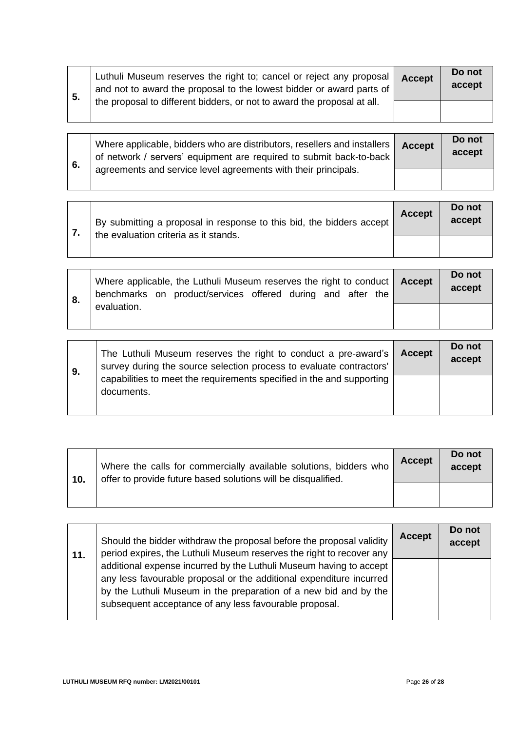| 5. | Luthuli Museum reserves the right to; cancel or reject any proposal and not to award the proposal to the lowest bidder or award parts of the proposal to different bidders, or not to award the proposal at all. | **Accept** | **Do not accept** |
|---|---|---|---|
| | | | |

| 6. | Where applicable, bidders who are distributors, resellers and installers of network / servers' equipment are required to submit back-to-back agreements and service level agreements with their principals. | **Accept** | **Do not accept** |
|---|---|---|---|
| | | | |

| 7. | By submitting a proposal in response to this bid, the bidders accept the evaluation criteria as it stands. | **Accept** | **Do not accept** |
|---|---|---|---|
| | | | |

| 8. | Where applicable, the Luthuli Museum reserves the right to conduct benchmarks on product/services offered during and after the evaluation. | **Accept** | **Do not accept** |
|---|---|---|---|
| | | | |

| 9. | The Luthuli Museum reserves the right to conduct a pre-award's survey during the source selection process to evaluate contractors' capabilities to meet the requirements specified in the and supporting documents. | **Accept** | **Do not accept** |
|---|---|---|---|
| | | | |

| 10. | Where the calls for commercially available solutions, bidders who offer to provide future based solutions will be disqualified. | **Accept** | **Do not accept** |
|---|---|---|---|
| | | | |

| 11. | Should the bidder withdraw the proposal before the proposal validity period expires, the Luthuli Museum reserves the right to recover any additional expense incurred by the Luthuli Museum having to accept any less favourable proposal or the additional expenditure incurred by the Luthuli Museum in the preparation of a new bid and by the subsequent acceptance of any less favourable proposal. | **Accept** | **Do not accept** |
|---|---|---|---|
| | | | |

**LUTHULI MUSEUM RFQ number: LM2021/00101**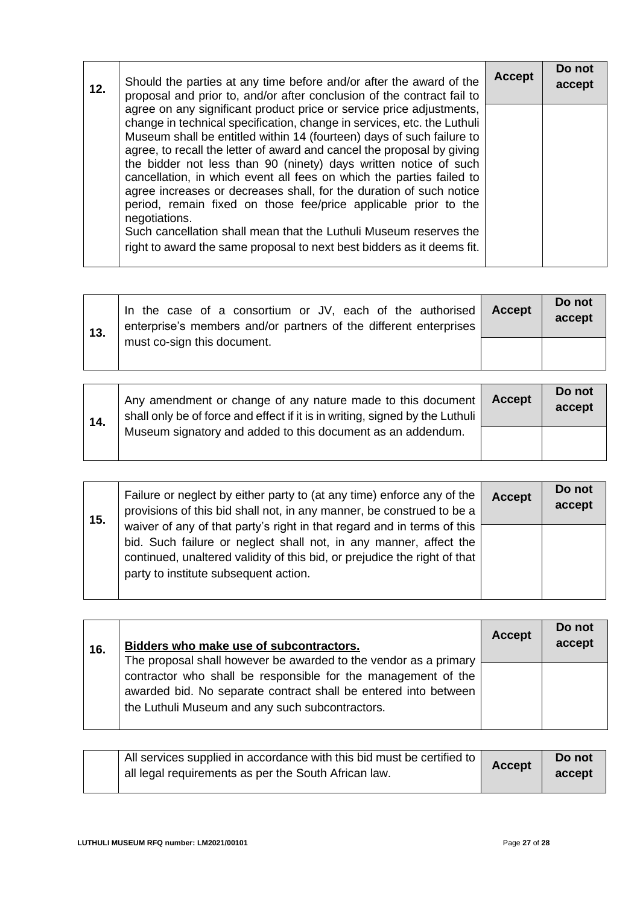| 12. | Should the parties at any time before and/or after the award of the proposal and prior to, and/or after conclusion of the contract fail to agree on any significant product price or service price adjustments, change in technical specification, change in services, etc. the Luthuli Museum shall be entitled within 14 (fourteen) days of such failure to agree, to recall the letter of award and cancel the proposal by giving the bidder not less than 90 (ninety) days written notice of such cancellation, in which event all fees on which the parties failed to agree increases or decreases shall, for the duration of such notice period, remain fixed on those fee/price applicable prior to the negotiations.<br>Such cancellation shall mean that the Luthuli Museum reserves the right to award the same proposal to next best bidders as it deems fit. | **Accept** | **Do not accept** |
|---|---|---|---|
| | | | |

| 13. | In the case of a consortium or JV, each of the authorised enterprise's members and/or partners of the different enterprises must co-sign this document. | **Accept** | **Do not accept** |
|---|---|---|---|
| | | | |

| 14. | Any amendment or change of any nature made to this document shall only be of force and effect if it is in writing, signed by the Luthuli Museum signatory and added to this document as an addendum. | **Accept** | **Do not accept** |
|---|---|---|---|
| | | | |

| 15. | Failure or neglect by either party to (at any time) enforce any of the provisions of this bid shall not, in any manner, be construed to be a waiver of any of that party's right in that regard and in terms of this bid. Such failure or neglect shall not, in any manner, affect the continued, unaltered validity of this bid, or prejudice the right of that party to institute subsequent action. | **Accept** | **Do not accept** |
|---|---|---|---|
| | | | |

| 16. | **Bidders who make use of subcontractors.**<br>The proposal shall however be awarded to the vendor as a primary contractor who shall be responsible for the management of the awarded bid. No separate contract shall be entered into between the Luthuli Museum and any such subcontractors. | **Accept** | **Do not accept** |
|---|---|---|---|
| | | | |

| | All services supplied in accordance with this bid must be certified to all legal requirements as per the South African law. | **Accept** | **Do not accept** |
|---|---|---|---|

LUTHULI MUSEUM RFQ number: LM2021/00101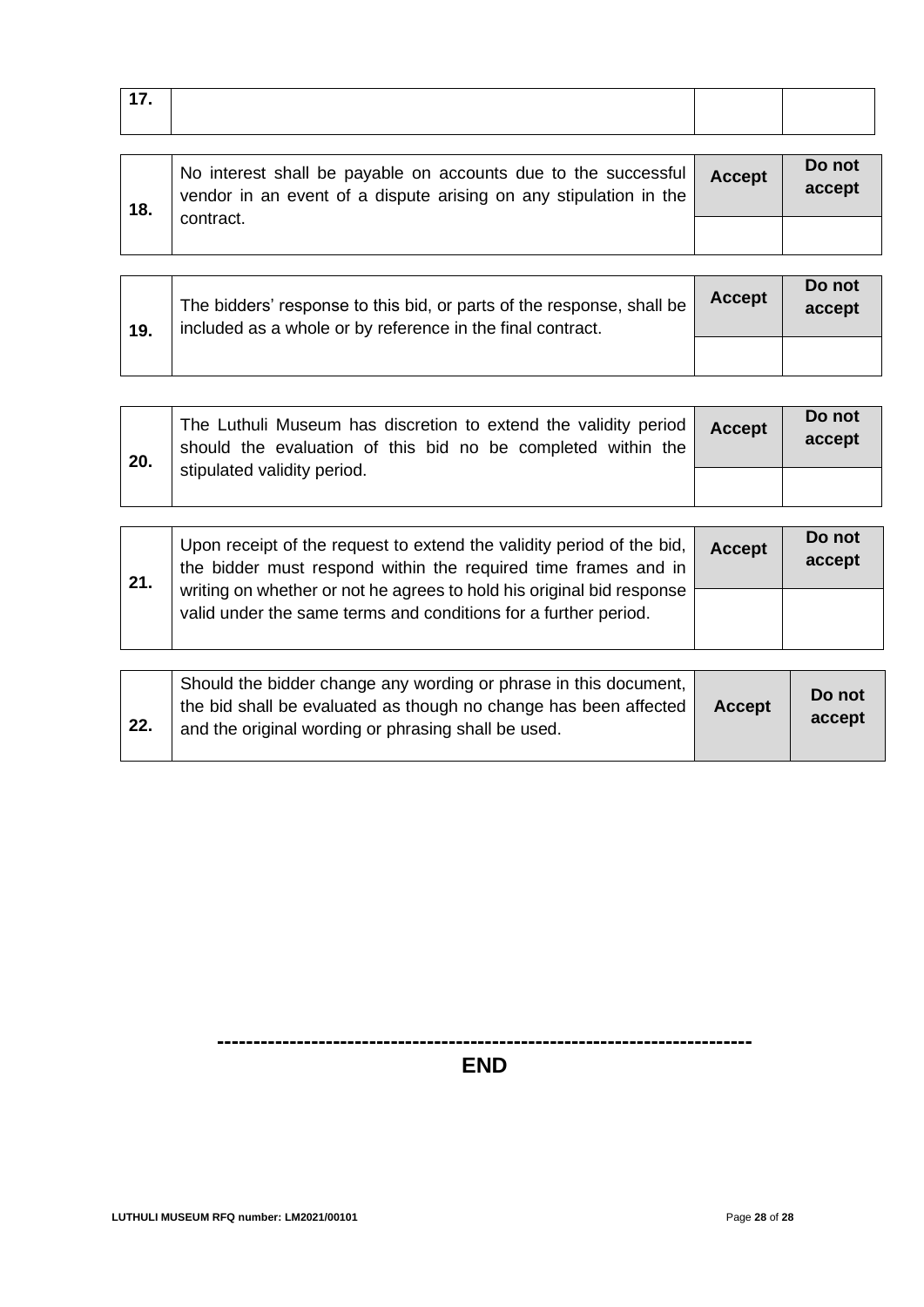| | | | |
|---|---|---|---|
| **17.** | | | |

| | | | |
|---|---|---|---|
| **18.** | No interest shall be payable on accounts due to the successful vendor in an event of a dispute arising on any stipulation in the contract. | **Accept** | **Do not accept** |
| | | | |

| | | | |
|---|---|---|---|
| **19.** | The bidders' response to this bid, or parts of the response, shall be included as a whole or by reference in the final contract. | **Accept** | **Do not accept** |
| | | | |

| | | | |
|---|---|---|---|
| **20.** | The Luthuli Museum has discretion to extend the validity period should the evaluation of this bid no be completed within the stipulated validity period. | **Accept** | **Do not accept** |
| | | | |

| | | | |
|---|---|---|---|
| **21.** | Upon receipt of the request to extend the validity period of the bid, the bidder must respond within the required time frames and in writing on whether or not he agrees to hold his original bid response valid under the same terms and conditions for a further period. | **Accept** | **Do not accept** |
| | | | |

| | | | |
|---|---|---|---|
| **22.** | Should the bidder change any wording or phrase in this document, the bid shall be evaluated as though no change has been affected and the original wording or phrasing shall be used. | **Accept** | **Do not accept** |

**------------------------------------------------------------------------**

**END**